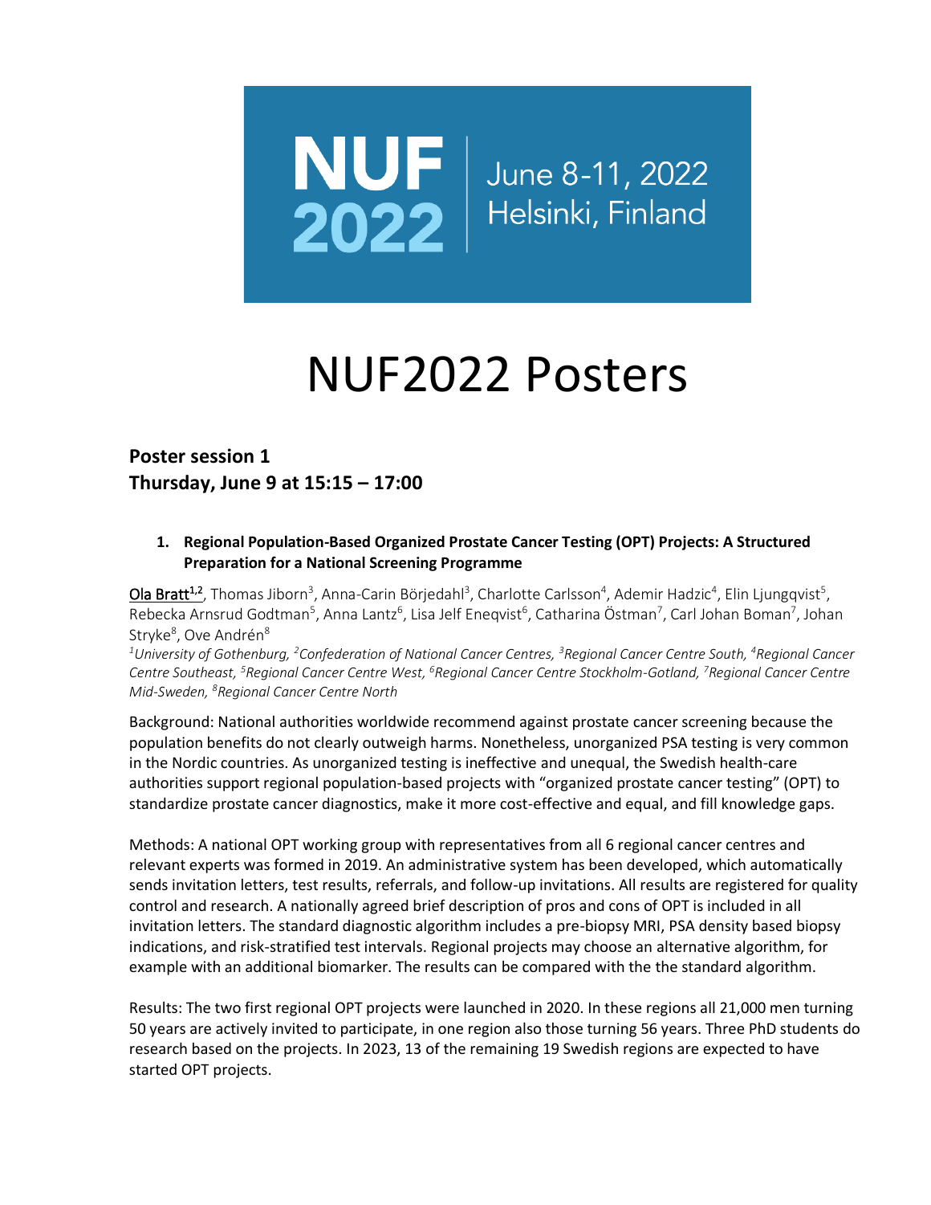NUF 2022 | June 8-11, 2022 Helsinki, Finland

# NUF2022 Posters

## Poster session 1
## Thursday, June 9 at 15:15 – 17:00

### 1. Regional Population-Based Organized Prostate Cancer Testing (OPT) Projects: A Structured Preparation for a National Screening Programme

Ola Bratt[1,2], Thomas Jiborn[3], Anna-Carin Börjedahl[3], Charlotte Carlsson[4], Ademir Hadzic[4], Elin Ljungqvist[5], Rebecka Arnsrud Godtman[5], Anna Lantz[6], Lisa Jelf Eneqvist[6], Catharina Östman[7], Carl Johan Boman[7], Johan Stryke[8], Ove Andrén[8]

*[1]University of Gothenburg, [2]Confederation of National Cancer Centres, [3]Regional Cancer Centre South, [4]Regional Cancer Centre Southeast, [5]Regional Cancer Centre West, [6]Regional Cancer Centre Stockholm-Gotland, [7]Regional Cancer Centre Mid-Sweden, [8]Regional Cancer Centre North*

Background: National authorities worldwide recommend against prostate cancer screening because the population benefits do not clearly outweigh harms. Nonetheless, unorganized PSA testing is very common in the Nordic countries. As unorganized testing is ineffective and unequal, the Swedish health-care authorities support regional population-based projects with "organized prostate cancer testing" (OPT) to standardize prostate cancer diagnostics, make it more cost-effective and equal, and fill knowledge gaps.

Methods: A national OPT working group with representatives from all 6 regional cancer centres and relevant experts was formed in 2019. An administrative system has been developed, which automatically sends invitation letters, test results, referrals, and follow-up invitations. All results are registered for quality control and research. A nationally agreed brief description of pros and cons of OPT is included in all invitation letters. The standard diagnostic algorithm includes a pre-biopsy MRI, PSA density based biopsy indications, and risk-stratified test intervals. Regional projects may choose an alternative algorithm, for example with an additional biomarker. The results can be compared with the the standard algorithm.

Results: The two first regional OPT projects were launched in 2020. In these regions all 21,000 men turning 50 years are actively invited to participate, in one region also those turning 56 years. Three PhD students do research based on the projects. In 2023, 13 of the remaining 19 Swedish regions are expected to have started OPT projects.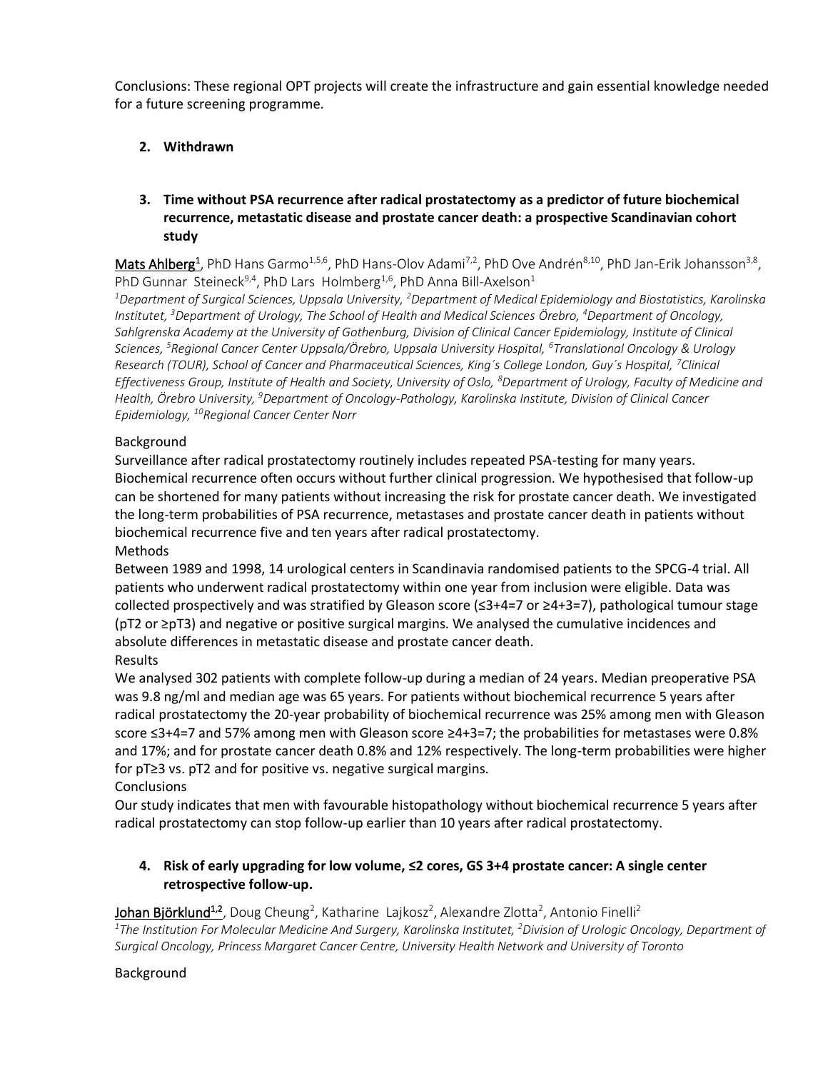Conclusions: These regional OPT projects will create the infrastructure and gain essential knowledge needed for a future screening programme.

2. **Withdrawn**

3. **Time without PSA recurrence after radical prostatectomy as a predictor of future biochemical recurrence, metastatic disease and prostate cancer death: a prospective Scandinavian cohort study**

Mats Ahlberg[1], PhD Hans Garmo[1,5,6], PhD Hans-Olov Adami[7,2], PhD Ove Andrén[8,10], PhD Jan-Erik Johansson[3,8], PhD Gunnar Steineck[9,4], PhD Lars Holmberg[1,6], PhD Anna Bill-Axelson[1]

*[1]Department of Surgical Sciences, Uppsala University, [2]Department of Medical Epidemiology and Biostatistics, Karolinska Institutet, [3]Department of Urology, The School of Health and Medical Sciences Örebro, [4]Department of Oncology, Sahlgrenska Academy at the University of Gothenburg, Division of Clinical Cancer Epidemiology, Institute of Clinical Sciences, [5]Regional Cancer Center Uppsala/Örebro, Uppsala University Hospital, [6]Translational Oncology & Urology Research (TOUR), School of Cancer and Pharmaceutical Sciences, King´s College London, Guy´s Hospital, [7]Clinical Effectiveness Group, Institute of Health and Society, University of Oslo, [8]Department of Urology, Faculty of Medicine and Health, Örebro University, [9]Department of Oncology-Pathology, Karolinska Institute, Division of Clinical Cancer Epidemiology, [10]Regional Cancer Center Norr*

Background

Surveillance after radical prostatectomy routinely includes repeated PSA-testing for many years. Biochemical recurrence often occurs without further clinical progression. We hypothesised that follow-up can be shortened for many patients without increasing the risk for prostate cancer death. We investigated the long-term probabilities of PSA recurrence, metastases and prostate cancer death in patients without biochemical recurrence five and ten years after radical prostatectomy.

Methods

Between 1989 and 1998, 14 urological centers in Scandinavia randomised patients to the SPCG-4 trial. All patients who underwent radical prostatectomy within one year from inclusion were eligible. Data was collected prospectively and was stratified by Gleason score (≤3+4=7 or ≥4+3=7), pathological tumour stage (pT2 or ≥pT3) and negative or positive surgical margins. We analysed the cumulative incidences and absolute differences in metastatic disease and prostate cancer death.

Results

We analysed 302 patients with complete follow-up during a median of 24 years. Median preoperative PSA was 9.8 ng/ml and median age was 65 years. For patients without biochemical recurrence 5 years after radical prostatectomy the 20-year probability of biochemical recurrence was 25% among men with Gleason score ≤3+4=7 and 57% among men with Gleason score ≥4+3=7; the probabilities for metastases were 0.8% and 17%; and for prostate cancer death 0.8% and 12% respectively. The long-term probabilities were higher for pT≥3 vs. pT2 and for positive vs. negative surgical margins.

Conclusions

Our study indicates that men with favourable histopathology without biochemical recurrence 5 years after radical prostatectomy can stop follow-up earlier than 10 years after radical prostatectomy.

4. **Risk of early upgrading for low volume, ≤2 cores, GS 3+4 prostate cancer: A single center retrospective follow-up.**

Johan Björklund[1,2], Doug Cheung[2], Katharine Lajkosz[2], Alexandre Zlotta[2], Antonio Finelli[2]

*[1]The Institution For Molecular Medicine And Surgery, Karolinska Institutet, [2]Division of Urologic Oncology, Department of Surgical Oncology, Princess Margaret Cancer Centre, University Health Network and University of Toronto*

Background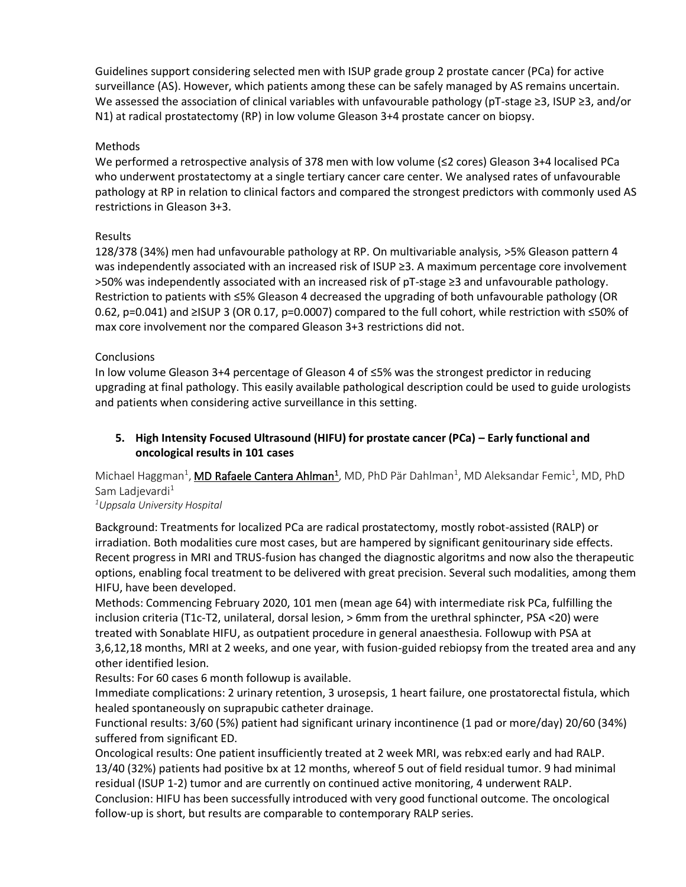Guidelines support considering selected men with ISUP grade group 2 prostate cancer (PCa) for active surveillance (AS). However, which patients among these can be safely managed by AS remains uncertain. We assessed the association of clinical variables with unfavourable pathology (pT-stage ≥3, ISUP ≥3, and/or N1) at radical prostatectomy (RP) in low volume Gleason 3+4 prostate cancer on biopsy.

Methods

We performed a retrospective analysis of 378 men with low volume (≤2 cores) Gleason 3+4 localised PCa who underwent prostatectomy at a single tertiary cancer care center. We analysed rates of unfavourable pathology at RP in relation to clinical factors and compared the strongest predictors with commonly used AS restrictions in Gleason 3+3.

Results

128/378 (34%) men had unfavourable pathology at RP. On multivariable analysis, >5% Gleason pattern 4 was independently associated with an increased risk of ISUP ≥3. A maximum percentage core involvement >50% was independently associated with an increased risk of pT-stage ≥3 and unfavourable pathology. Restriction to patients with ≤5% Gleason 4 decreased the upgrading of both unfavourable pathology (OR 0.62, p=0.041) and ≥ISUP 3 (OR 0.17, p=0.0007) compared to the full cohort, while restriction with ≤50% of max core involvement nor the compared Gleason 3+3 restrictions did not.

Conclusions

In low volume Gleason 3+4 percentage of Gleason 4 of ≤5% was the strongest predictor in reducing upgrading at final pathology. This easily available pathological description could be used to guide urologists and patients when considering active surveillance in this setting.

## 5. High Intensity Focused Ultrasound (HIFU) for prostate cancer (PCa) – Early functional and oncological results in 101 cases

Michael Haggman[1], <u>MD Rafaele Cantera Ahlman[1]</u>, MD, PhD Pär Dahlman[1], MD Aleksandar Femic[1], MD, PhD Sam Ladjevardi[1]

[1]*Uppsala University Hospital*

Background: Treatments for localized PCa are radical prostatectomy, mostly robot-assisted (RALP) or irradiation. Both modalities cure most cases, but are hampered by significant genitourinary side effects. Recent progress in MRI and TRUS-fusion has changed the diagnostic algoritms and now also the therapeutic options, enabling focal treatment to be delivered with great precision. Several such modalities, among them HIFU, have been developed.

Methods: Commencing February 2020, 101 men (mean age 64) with intermediate risk PCa, fulfilling the inclusion criteria (T1c-T2, unilateral, dorsal lesion, > 6mm from the urethral sphincter, PSA <20) were treated with Sonablate HIFU, as outpatient procedure in general anaesthesia. Followup with PSA at 3,6,12,18 months, MRI at 2 weeks, and one year, with fusion-guided rebiopsy from the treated area and any other identified lesion.

Results: For 60 cases 6 month followup is available.

Immediate complications: 2 urinary retention, 3 urosepsis, 1 heart failure, one prostatorectal fistula, which healed spontaneously on suprapubic catheter drainage.

Functional results: 3/60 (5%) patient had significant urinary incontinence (1 pad or more/day) 20/60 (34%) suffered from significant ED.

Oncological results: One patient insufficiently treated at 2 week MRI, was rebx:ed early and had RALP. 13/40 (32%) patients had positive bx at 12 months, whereof 5 out of field residual tumor. 9 had minimal residual (ISUP 1-2) tumor and are currently on continued active monitoring, 4 underwent RALP.

Conclusion: HIFU has been successfully introduced with very good functional outcome. The oncological follow-up is short, but results are comparable to contemporary RALP series.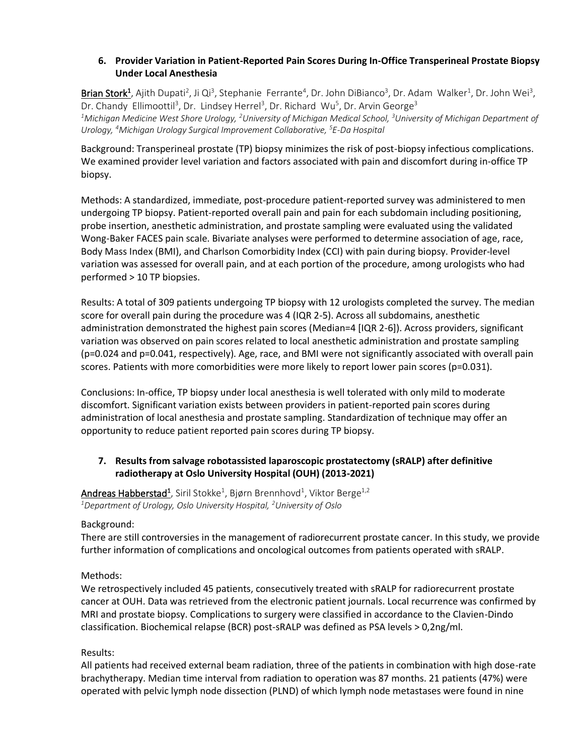### 6. Provider Variation in Patient-Reported Pain Scores During In-Office Transperineal Prostate Biopsy Under Local Anesthesia

<u>**Brian Stork**</u>[1], Ajith Dupati[2], Ji Qi[3], Stephanie Ferrante[4], Dr. John DiBianco[3], Dr. Adam Walker[1], Dr. John Wei[3], Dr. Chandy Ellimoottil[3], Dr. Lindsey Herrel[3], Dr. Richard Wu[5], Dr. Arvin George[3]

*[1]Michigan Medicine West Shore Urology, [2]University of Michigan Medical School, [3]University of Michigan Department of Urology, [4]Michigan Urology Surgical Improvement Collaborative, [5]E-Da Hospital*

Background: Transperineal prostate (TP) biopsy minimizes the risk of post-biopsy infectious complications. We examined provider level variation and factors associated with pain and discomfort during in-office TP biopsy.

Methods: A standardized, immediate, post-procedure patient-reported survey was administered to men undergoing TP biopsy. Patient-reported overall pain and pain for each subdomain including positioning, probe insertion, anesthetic administration, and prostate sampling were evaluated using the validated Wong-Baker FACES pain scale. Bivariate analyses were performed to determine association of age, race, Body Mass Index (BMI), and Charlson Comorbidity Index (CCI) with pain during biopsy. Provider-level variation was assessed for overall pain, and at each portion of the procedure, among urologists who had performed > 10 TP biopsies.

Results: A total of 309 patients undergoing TP biopsy with 12 urologists completed the survey. The median score for overall pain during the procedure was 4 (IQR 2-5). Across all subdomains, anesthetic administration demonstrated the highest pain scores (Median=4 [IQR 2-6]). Across providers, significant variation was observed on pain scores related to local anesthetic administration and prostate sampling (p=0.024 and p=0.041, respectively). Age, race, and BMI were not significantly associated with overall pain scores. Patients with more comorbidities were more likely to report lower pain scores (p=0.031).

Conclusions: In-office, TP biopsy under local anesthesia is well tolerated with only mild to moderate discomfort. Significant variation exists between providers in patient-reported pain scores during administration of local anesthesia and prostate sampling. Standardization of technique may offer an opportunity to reduce patient reported pain scores during TP biopsy.

### 7. Results from salvage robotassisted laparoscopic prostatectomy (sRALP) after definitive radiotherapy at Oslo University Hospital (OUH) (2013-2021)

<u>Andreas Habberstad</u>[1], Siril Stokke[1], Bjørn Brennhovd[1], Viktor Berge[1,2]

*[1]Department of Urology, Oslo University Hospital, [2]University of Oslo*

Background:

There are still controversies in the management of radiorecurrent prostate cancer. In this study, we provide further information of complications and oncological outcomes from patients operated with sRALP.

Methods:

We retrospectively included 45 patients, consecutively treated with sRALP for radiorecurrent prostate cancer at OUH. Data was retrieved from the electronic patient journals. Local recurrence was confirmed by MRI and prostate biopsy. Complications to surgery were classified in accordance to the Clavien-Dindo classification. Biochemical relapse (BCR) post-sRALP was defined as PSA levels > 0,2ng/ml.

Results:

All patients had received external beam radiation, three of the patients in combination with high dose-rate brachytherapy. Median time interval from radiation to operation was 87 months. 21 patients (47%) were operated with pelvic lymph node dissection (PLND) of which lymph node metastases were found in nine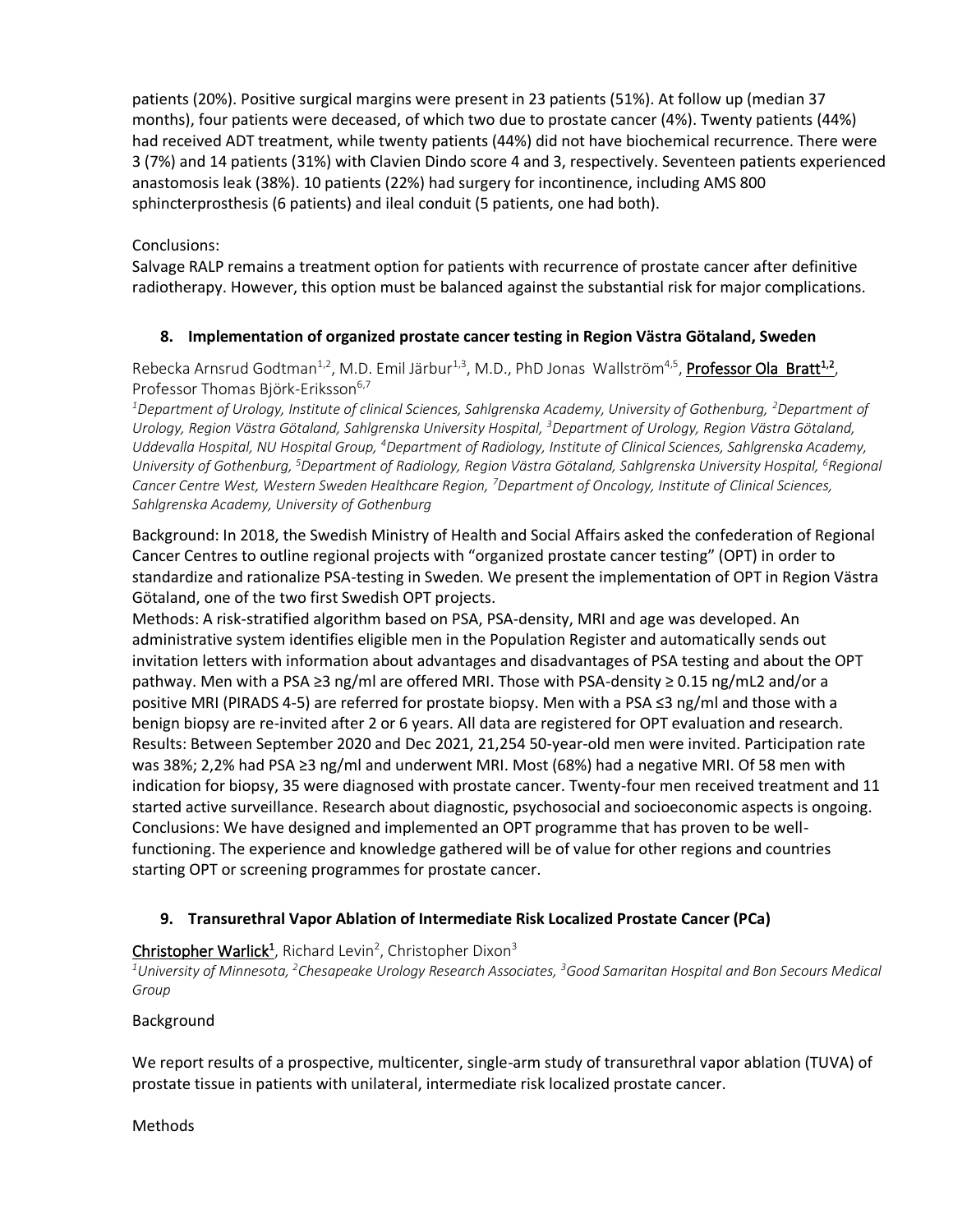patients (20%). Positive surgical margins were present in 23 patients (51%). At follow up (median 37 months), four patients were deceased, of which two due to prostate cancer (4%). Twenty patients (44%) had received ADT treatment, while twenty patients (44%) did not have biochemical recurrence. There were 3 (7%) and 14 patients (31%) with Clavien Dindo score 4 and 3, respectively. Seventeen patients experienced anastomosis leak (38%). 10 patients (22%) had surgery for incontinence, including AMS 800 sphincterprosthesis (6 patients) and ileal conduit (5 patients, one had both).

Conclusions:
Salvage RALP remains a treatment option for patients with recurrence of prostate cancer after definitive radiotherapy. However, this option must be balanced against the substantial risk for major complications.

## 8. Implementation of organized prostate cancer testing in Region Västra Götaland, Sweden

Rebecka Arnsrud Godtman[1,2], M.D. Emil Järbur[1,3], M.D., PhD Jonas Wallström[4,5], Professor Ola Bratt[1,2], Professor Thomas Björk-Eriksson[6,7]

*[1]Department of Urology, Institute of clinical Sciences, Sahlgrenska Academy, University of Gothenburg, [2]Department of Urology, Region Västra Götaland, Sahlgrenska University Hospital, [3]Department of Urology, Region Västra Götaland, Uddevalla Hospital, NU Hospital Group, [4]Department of Radiology, Institute of Clinical Sciences, Sahlgrenska Academy, University of Gothenburg, [5]Department of Radiology, Region Västra Götaland, Sahlgrenska University Hospital, [6]Regional Cancer Centre West, Western Sweden Healthcare Region, [7]Department of Oncology, Institute of Clinical Sciences, Sahlgrenska Academy, University of Gothenburg*

Background: In 2018, the Swedish Ministry of Health and Social Affairs asked the confederation of Regional Cancer Centres to outline regional projects with "organized prostate cancer testing" (OPT) in order to standardize and rationalize PSA-testing in Sweden. We present the implementation of OPT in Region Västra Götaland, one of the two first Swedish OPT projects.
Methods: A risk-stratified algorithm based on PSA, PSA-density, MRI and age was developed. An administrative system identifies eligible men in the Population Register and automatically sends out invitation letters with information about advantages and disadvantages of PSA testing and about the OPT pathway. Men with a PSA ≥3 ng/ml are offered MRI. Those with PSA-density ≥ 0.15 ng/mL2 and/or a positive MRI (PIRADS 4-5) are referred for prostate biopsy. Men with a PSA ≤3 ng/ml and those with a benign biopsy are re-invited after 2 or 6 years. All data are registered for OPT evaluation and research.
Results: Between September 2020 and Dec 2021, 21,254 50-year-old men were invited. Participation rate was 38%; 2,2% had PSA ≥3 ng/ml and underwent MRI. Most (68%) had a negative MRI. Of 58 men with indication for biopsy, 35 were diagnosed with prostate cancer. Twenty-four men received treatment and 11 started active surveillance. Research about diagnostic, psychosocial and socioeconomic aspects is ongoing.
Conclusions: We have designed and implemented an OPT programme that has proven to be well-functioning. The experience and knowledge gathered will be of value for other regions and countries starting OPT or screening programmes for prostate cancer.

## 9. Transurethral Vapor Ablation of Intermediate Risk Localized Prostate Cancer (PCa)

Christopher Warlick[1], Richard Levin[2], Christopher Dixon[3]

*[1]University of Minnesota, [2]Chesapeake Urology Research Associates, [3]Good Samaritan Hospital and Bon Secours Medical Group*

Background

We report results of a prospective, multicenter, single-arm study of transurethral vapor ablation (TUVA) of prostate tissue in patients with unilateral, intermediate risk localized prostate cancer.

Methods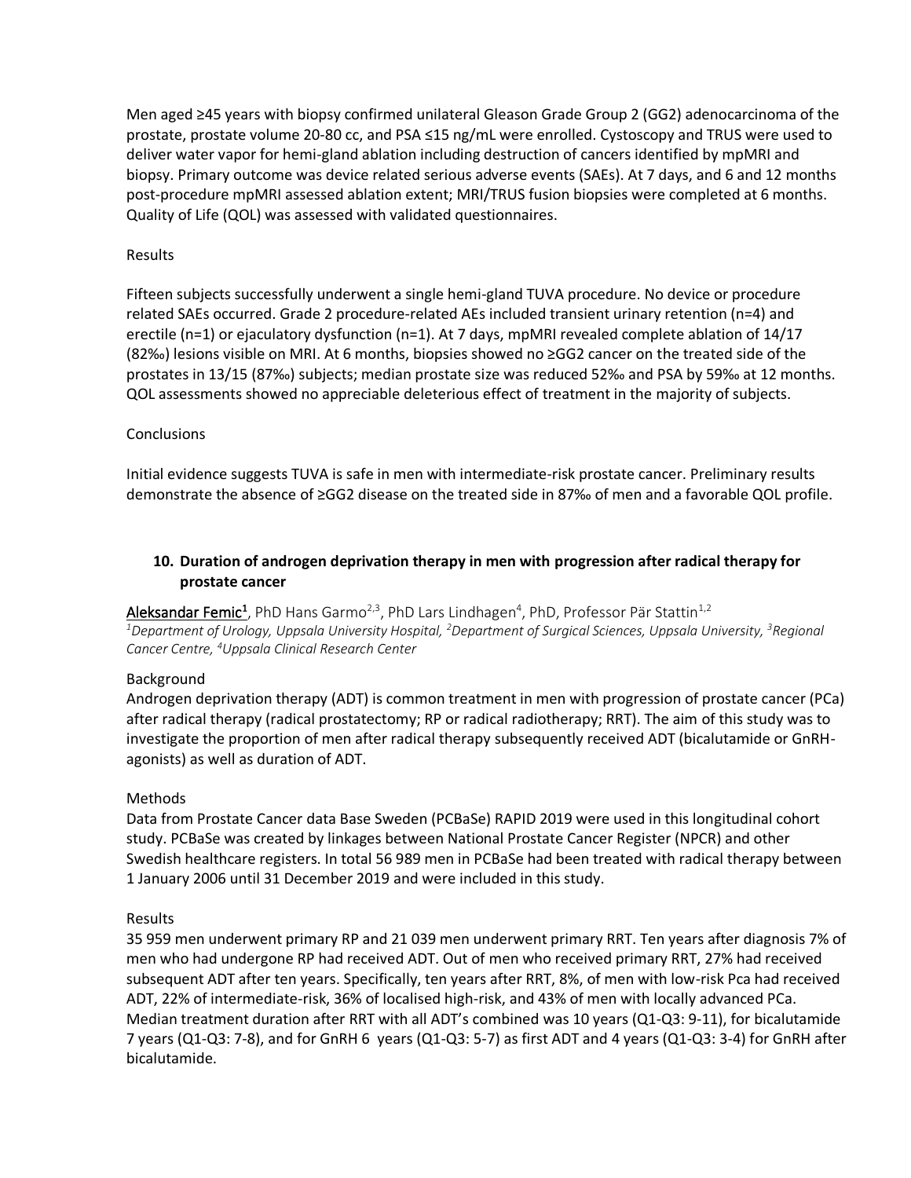Men aged ≥45 years with biopsy confirmed unilateral Gleason Grade Group 2 (GG2) adenocarcinoma of the prostate, prostate volume 20-80 cc, and PSA ≤15 ng/mL were enrolled. Cystoscopy and TRUS were used to deliver water vapor for hemi-gland ablation including destruction of cancers identified by mpMRI and biopsy. Primary outcome was device related serious adverse events (SAEs). At 7 days, and 6 and 12 months post-procedure mpMRI assessed ablation extent; MRI/TRUS fusion biopsies were completed at 6 months. Quality of Life (QOL) was assessed with validated questionnaires.

Results

Fifteen subjects successfully underwent a single hemi-gland TUVA procedure. No device or procedure related SAEs occurred. Grade 2 procedure-related AEs included transient urinary retention (n=4) and erectile (n=1) or ejaculatory dysfunction (n=1). At 7 days, mpMRI revealed complete ablation of 14/17 (82‰) lesions visible on MRI. At 6 months, biopsies showed no ≥GG2 cancer on the treated side of the prostates in 13/15 (87‰) subjects; median prostate size was reduced 52‰ and PSA by 59‰ at 12 months. QOL assessments showed no appreciable deleterious effect of treatment in the majority of subjects.

Conclusions

Initial evidence suggests TUVA is safe in men with intermediate-risk prostate cancer. Preliminary results demonstrate the absence of ≥GG2 disease on the treated side in 87‰ of men and a favorable QOL profile.

## 10. Duration of androgen deprivation therapy in men with progression after radical therapy for prostate cancer

Aleksandar Femic[1], PhD Hans Garmo[2,3], PhD Lars Lindhagen[4], PhD, Professor Pär Stattin[1,2]

*[1]Department of Urology, Uppsala University Hospital, [2]Department of Surgical Sciences, Uppsala University, [3]Regional Cancer Centre, [4]Uppsala Clinical Research Center*

Background

Androgen deprivation therapy (ADT) is common treatment in men with progression of prostate cancer (PCa) after radical therapy (radical prostatectomy; RP or radical radiotherapy; RRT). The aim of this study was to investigate the proportion of men after radical therapy subsequently received ADT (bicalutamide or GnRH-agonists) as well as duration of ADT.

Methods

Data from Prostate Cancer data Base Sweden (PCBaSe) RAPID 2019 were used in this longitudinal cohort study. PCBaSe was created by linkages between National Prostate Cancer Register (NPCR) and other Swedish healthcare registers. In total 56 989 men in PCBaSe had been treated with radical therapy between 1 January 2006 until 31 December 2019 and were included in this study.

Results

35 959 men underwent primary RP and 21 039 men underwent primary RRT. Ten years after diagnosis 7% of men who had undergone RP had received ADT. Out of men who received primary RRT, 27% had received subsequent ADT after ten years. Specifically, ten years after RRT, 8%, of men with low-risk Pca had received ADT, 22% of intermediate-risk, 36% of localised high-risk, and 43% of men with locally advanced PCa. Median treatment duration after RRT with all ADT's combined was 10 years (Q1-Q3: 9-11), for bicalutamide 7 years (Q1-Q3: 7-8), and for GnRH 6 years (Q1-Q3: 5-7) as first ADT and 4 years (Q1-Q3: 3-4) for GnRH after bicalutamide.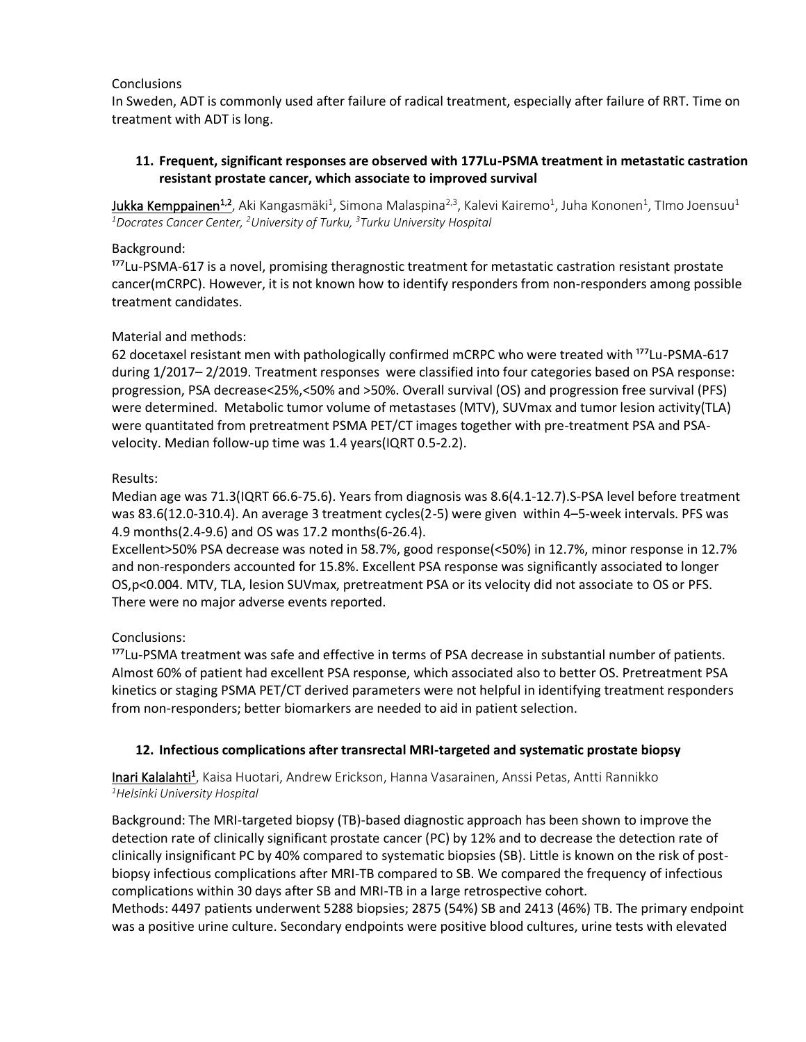Conclusions

In Sweden, ADT is commonly used after failure of radical treatment, especially after failure of RRT. Time on treatment with ADT is long.

### 11. Frequent, significant responses are observed with 177Lu-PSMA treatment in metastatic castration resistant prostate cancer, which associate to improved survival

Jukka Kemppainen[1,2], Aki Kangasmäki[1], Simona Malaspina[2,3], Kalevi Kairemo[1], Juha Kononen[1], TImo Joensuu[1]
*[1]Docrates Cancer Center, [2]University of Turku, [3]Turku University Hospital*

Background:

$^{177}$Lu-PSMA-617 is a novel, promising theragnostic treatment for metastatic castration resistant prostate cancer(mCRPC). However, it is not known how to identify responders from non-responders among possible treatment candidates.

Material and methods:

62 docetaxel resistant men with pathologically confirmed mCRPC who were treated with $^{177}$Lu-PSMA-617 during 1/2017– 2/2019. Treatment responses were classified into four categories based on PSA response: progression, PSA decrease<25%,<50% and >50%. Overall survival (OS) and progression free survival (PFS) were determined. Metabolic tumor volume of metastases (MTV), SUVmax and tumor lesion activity(TLA) were quantitated from pretreatment PSMA PET/CT images together with pre-treatment PSA and PSA-velocity. Median follow-up time was 1.4 years(IQRT 0.5-2.2).

Results:

Median age was 71.3(IQRT 66.6-75.6). Years from diagnosis was 8.6(4.1-12.7).S-PSA level before treatment was 83.6(12.0-310.4). An average 3 treatment cycles(2-5) were given within 4–5-week intervals. PFS was 4.9 months(2.4-9.6) and OS was 17.2 months(6-26.4).

Excellent>50% PSA decrease was noted in 58.7%, good response(<50%) in 12.7%, minor response in 12.7% and non-responders accounted for 15.8%. Excellent PSA response was significantly associated to longer OS,$p<0.004$. MTV, TLA, lesion SUVmax, pretreatment PSA or its velocity did not associate to OS or PFS. There were no major adverse events reported.

Conclusions:

$^{177}$Lu-PSMA treatment was safe and effective in terms of PSA decrease in substantial number of patients. Almost 60% of patient had excellent PSA response, which associated also to better OS. Pretreatment PSA kinetics or staging PSMA PET/CT derived parameters were not helpful in identifying treatment responders from non-responders; better biomarkers are needed to aid in patient selection.

### 12. Infectious complications after transrectal MRI-targeted and systematic prostate biopsy

Inari Kalalahti[1], Kaisa Huotari, Andrew Erickson, Hanna Vasarainen, Anssi Petas, Antti Rannikko
*[1]Helsinki University Hospital*

Background: The MRI-targeted biopsy (TB)-based diagnostic approach has been shown to improve the detection rate of clinically significant prostate cancer (PC) by 12% and to decrease the detection rate of clinically insignificant PC by 40% compared to systematic biopsies (SB). Little is known on the risk of post-biopsy infectious complications after MRI-TB compared to SB. We compared the frequency of infectious complications within 30 days after SB and MRI-TB in a large retrospective cohort.

Methods: 4497 patients underwent 5288 biopsies; 2875 (54%) SB and 2413 (46%) TB. The primary endpoint was a positive urine culture. Secondary endpoints were positive blood cultures, urine tests with elevated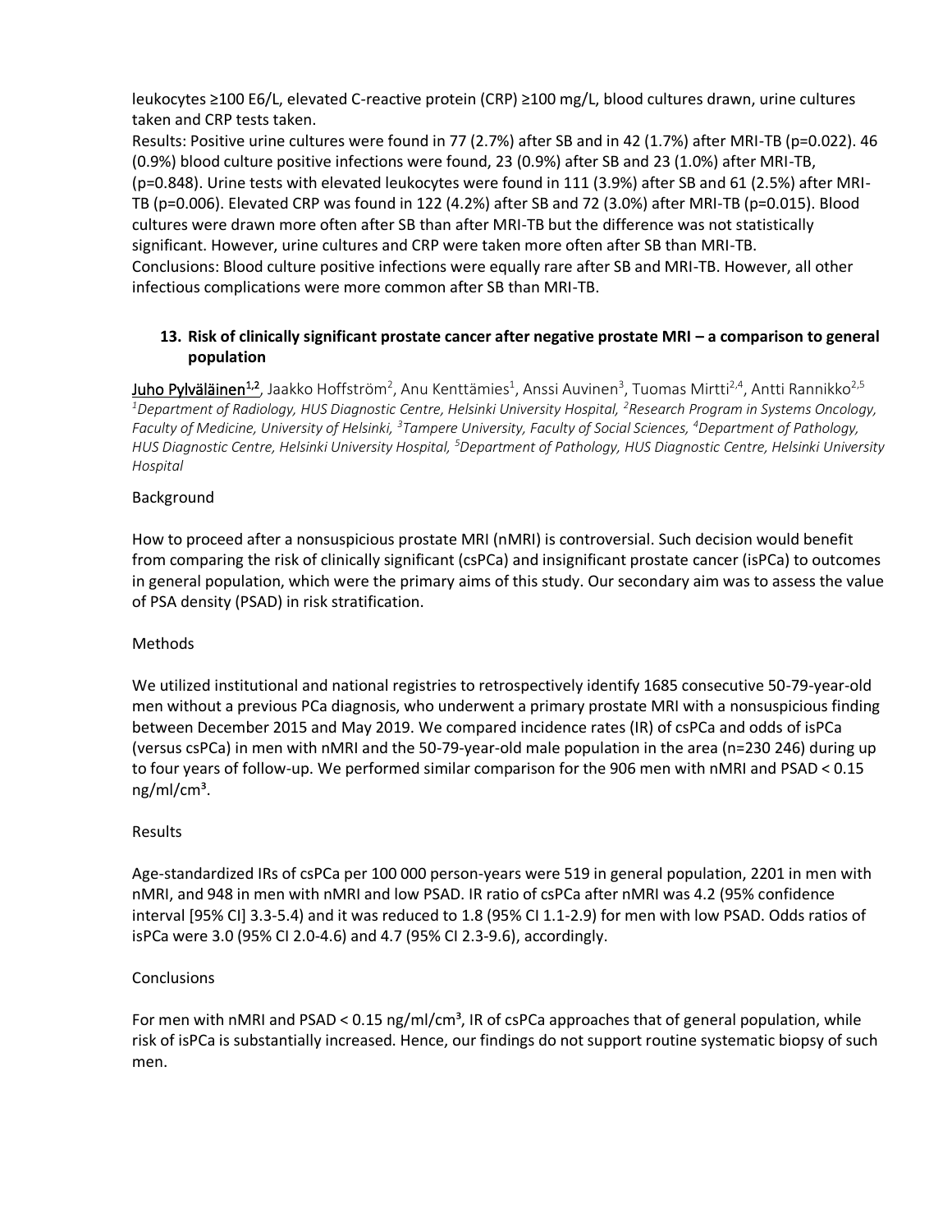leukocytes ≥100 E6/L, elevated C-reactive protein (CRP) ≥100 mg/L, blood cultures drawn, urine cultures taken and CRP tests taken.
Results: Positive urine cultures were found in 77 (2.7%) after SB and in 42 (1.7%) after MRI-TB (p=0.022). 46 (0.9%) blood culture positive infections were found, 23 (0.9%) after SB and 23 (1.0%) after MRI-TB, (p=0.848). Urine tests with elevated leukocytes were found in 111 (3.9%) after SB and 61 (2.5%) after MRI-TB (p=0.006). Elevated CRP was found in 122 (4.2%) after SB and 72 (3.0%) after MRI-TB (p=0.015). Blood cultures were drawn more often after SB than after MRI-TB but the difference was not statistically significant. However, urine cultures and CRP were taken more often after SB than MRI-TB.
Conclusions: Blood culture positive infections were equally rare after SB and MRI-TB. However, all other infectious complications were more common after SB than MRI-TB.

### 13. Risk of clinically significant prostate cancer after negative prostate MRI – a comparison to general population

Juho Pylväläinen[1,2], Jaakko Hoffström[2], Anu Kenttämies[1], Anssi Auvinen[3], Tuomas Mirtti[2,4], Antti Rannikko[2,5]
*[1]Department of Radiology, HUS Diagnostic Centre, Helsinki University Hospital, [2]Research Program in Systems Oncology, Faculty of Medicine, University of Helsinki, [3]Tampere University, Faculty of Social Sciences, [4]Department of Pathology, HUS Diagnostic Centre, Helsinki University Hospital, [5]Department of Pathology, HUS Diagnostic Centre, Helsinki University Hospital*

Background

How to proceed after a nonsuspicious prostate MRI (nMRI) is controversial. Such decision would benefit from comparing the risk of clinically significant (csPCa) and insignificant prostate cancer (isPCa) to outcomes in general population, which were the primary aims of this study. Our secondary aim was to assess the value of PSA density (PSAD) in risk stratification.

Methods

We utilized institutional and national registries to retrospectively identify 1685 consecutive 50-79-year-old men without a previous PCa diagnosis, who underwent a primary prostate MRI with a nonsuspicious finding between December 2015 and May 2019. We compared incidence rates (IR) of csPCa and odds of isPCa (versus csPCa) in men with nMRI and the 50-79-year-old male population in the area (n=230 246) during up to four years of follow-up. We performed similar comparison for the 906 men with nMRI and PSAD < 0.15 ng/ml/cm³.

Results

Age-standardized IRs of csPCa per 100 000 person-years were 519 in general population, 2201 in men with nMRI, and 948 in men with nMRI and low PSAD. IR ratio of csPCa after nMRI was 4.2 (95% confidence interval [95% CI] 3.3-5.4) and it was reduced to 1.8 (95% CI 1.1-2.9) for men with low PSAD. Odds ratios of isPCa were 3.0 (95% CI 2.0-4.6) and 4.7 (95% CI 2.3-9.6), accordingly.

Conclusions

For men with nMRI and PSAD < 0.15 ng/ml/cm³, IR of csPCa approaches that of general population, while risk of isPCa is substantially increased. Hence, our findings do not support routine systematic biopsy of such men.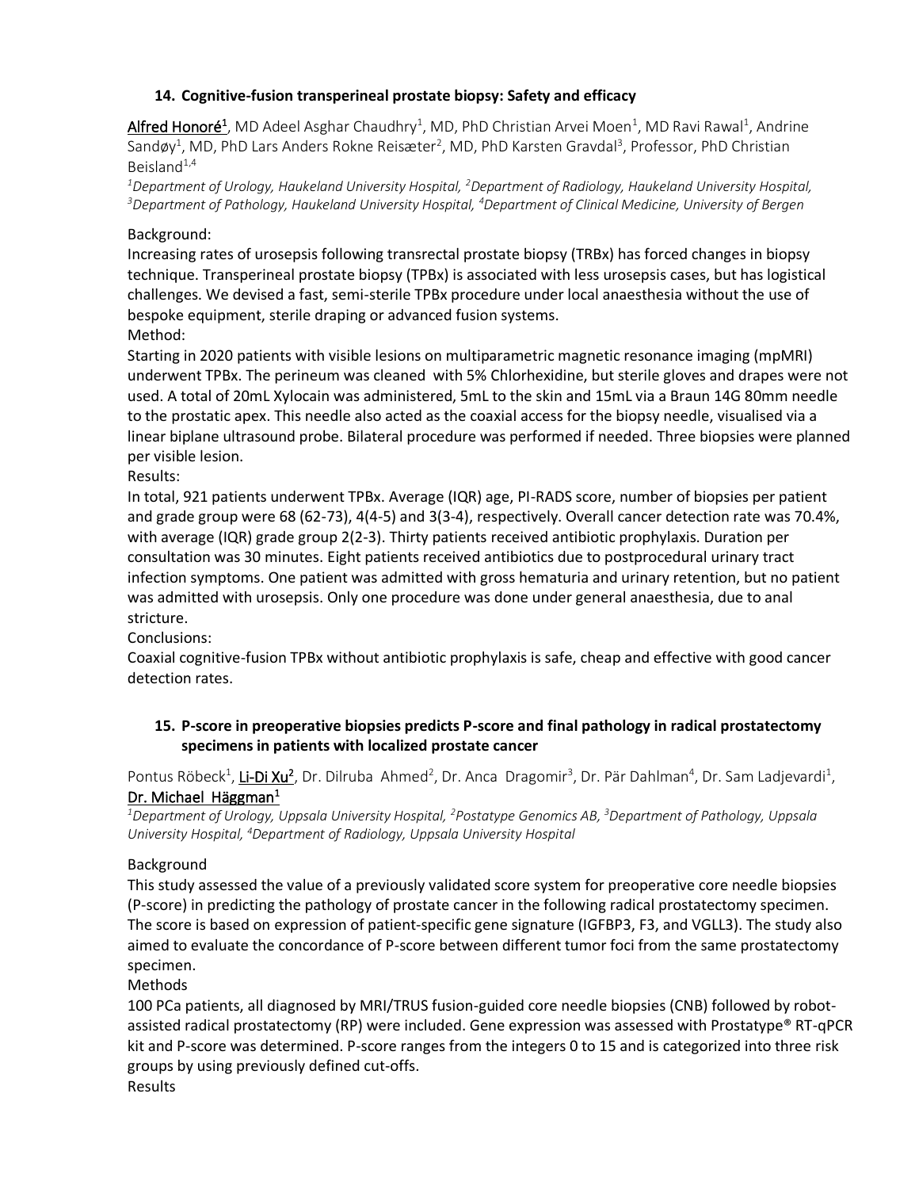### 14. Cognitive-fusion transperineal prostate biopsy: Safety and efficacy

Alfred Honoré[1], MD Adeel Asghar Chaudhry[1], MD, PhD Christian Arvei Moen[1], MD Ravi Rawal[1], Andrine Sandøy[1], MD, PhD Lars Anders Rokne Reisæter[2], MD, PhD Karsten Gravdal[3], Professor, PhD Christian Beisland[1,4]

*[1]Department of Urology, Haukeland University Hospital, [2]Department of Radiology, Haukeland University Hospital, [3]Department of Pathology, Haukeland University Hospital, [4]Department of Clinical Medicine, University of Bergen*

Background:

Increasing rates of urosepsis following transrectal prostate biopsy (TRBx) has forced changes in biopsy technique. Transperineal prostate biopsy (TPBx) is associated with less urosepsis cases, but has logistical challenges. We devised a fast, semi-sterile TPBx procedure under local anaesthesia without the use of bespoke equipment, sterile draping or advanced fusion systems.

Method:

Starting in 2020 patients with visible lesions on multiparametric magnetic resonance imaging (mpMRI) underwent TPBx. The perineum was cleaned with 5% Chlorhexidine, but sterile gloves and drapes were not used. A total of 20mL Xylocain was administered, 5mL to the skin and 15mL via a Braun 14G 80mm needle to the prostatic apex. This needle also acted as the coaxial access for the biopsy needle, visualised via a linear biplane ultrasound probe. Bilateral procedure was performed if needed. Three biopsies were planned per visible lesion.

Results:

In total, 921 patients underwent TPBx. Average (IQR) age, PI-RADS score, number of biopsies per patient and grade group were 68 (62-73), 4(4-5) and 3(3-4), respectively. Overall cancer detection rate was 70.4%, with average (IQR) grade group 2(2-3). Thirty patients received antibiotic prophylaxis. Duration per consultation was 30 minutes. Eight patients received antibiotics due to postprocedural urinary tract infection symptoms. One patient was admitted with gross hematuria and urinary retention, but no patient was admitted with urosepsis. Only one procedure was done under general anaesthesia, due to anal stricture.

Conclusions:

Coaxial cognitive-fusion TPBx without antibiotic prophylaxis is safe, cheap and effective with good cancer detection rates.

### 15. P-score in preoperative biopsies predicts P-score and final pathology in radical prostatectomy specimens in patients with localized prostate cancer

Pontus Röbeck[1], Li-Di Xu[2], Dr. Dilruba Ahmed[2], Dr. Anca Dragomir[3], Dr. Pär Dahlman[4], Dr. Sam Ladjevardi[1], Dr. Michael Häggman[1]

*[1]Department of Urology, Uppsala University Hospital, [2]Postatype Genomics AB, [3]Department of Pathology, Uppsala University Hospital, [4]Department of Radiology, Uppsala University Hospital*

Background

This study assessed the value of a previously validated score system for preoperative core needle biopsies (P-score) in predicting the pathology of prostate cancer in the following radical prostatectomy specimen. The score is based on expression of patient-specific gene signature (IGFBP3, F3, and VGLL3). The study also aimed to evaluate the concordance of P-score between different tumor foci from the same prostatectomy specimen.

Methods

100 PCa patients, all diagnosed by MRI/TRUS fusion-guided core needle biopsies (CNB) followed by robot-assisted radical prostatectomy (RP) were included. Gene expression was assessed with Prostatype® RT-qPCR kit and P-score was determined. P-score ranges from the integers 0 to 15 and is categorized into three risk groups by using previously defined cut-offs.

Results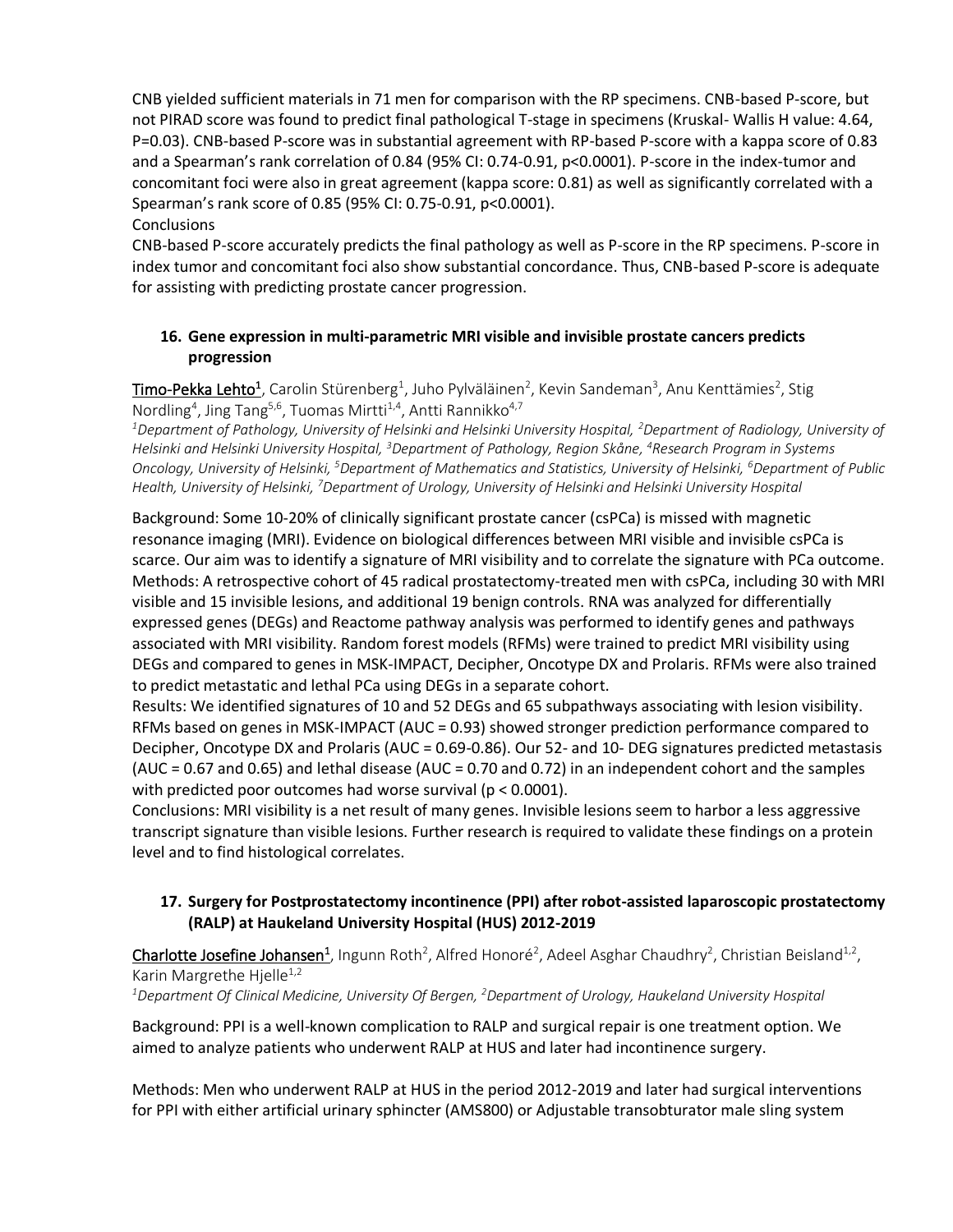CNB yielded sufficient materials in 71 men for comparison with the RP specimens. CNB-based P-score, but not PIRAD score was found to predict final pathological T-stage in specimens (Kruskal- Wallis H value: 4.64, P=0.03). CNB-based P-score was in substantial agreement with RP-based P-score with a kappa score of 0.83 and a Spearman's rank correlation of 0.84 (95% CI: 0.74-0.91, p<0.0001). P-score in the index-tumor and concomitant foci were also in great agreement (kappa score: 0.81) as well as significantly correlated with a Spearman's rank score of 0.85 (95% CI: 0.75-0.91, p<0.0001).

Conclusions

CNB-based P-score accurately predicts the final pathology as well as P-score in the RP specimens. P-score in index tumor and concomitant foci also show substantial concordance. Thus, CNB-based P-score is adequate for assisting with predicting prostate cancer progression.

### 16. Gene expression in multi-parametric MRI visible and invisible prostate cancers predicts progression

Timo-Pekka Lehto[1], Carolin Stürenberg[1], Juho Pylväläinen[2], Kevin Sandeman[3], Anu Kenttämies[2], Stig Nordling[4], Jing Tang[5,6], Tuomas Mirtti[1,4], Antti Rannikko[4,7]

*[1]Department of Pathology, University of Helsinki and Helsinki University Hospital, [2]Department of Radiology, University of Helsinki and Helsinki University Hospital, [3]Department of Pathology, Region Skåne, [4]Research Program in Systems Oncology, University of Helsinki, [5]Department of Mathematics and Statistics, University of Helsinki, [6]Department of Public Health, University of Helsinki, [7]Department of Urology, University of Helsinki and Helsinki University Hospital*

Background: Some 10-20% of clinically significant prostate cancer (csPCa) is missed with magnetic resonance imaging (MRI). Evidence on biological differences between MRI visible and invisible csPCa is scarce. Our aim was to identify a signature of MRI visibility and to correlate the signature with PCa outcome.

Methods: A retrospective cohort of 45 radical prostatectomy-treated men with csPCa, including 30 with MRI visible and 15 invisible lesions, and additional 19 benign controls. RNA was analyzed for differentially expressed genes (DEGs) and Reactome pathway analysis was performed to identify genes and pathways associated with MRI visibility. Random forest models (RFMs) were trained to predict MRI visibility using DEGs and compared to genes in MSK-IMPACT, Decipher, Oncotype DX and Prolaris. RFMs were also trained to predict metastatic and lethal PCa using DEGs in a separate cohort.

Results: We identified signatures of 10 and 52 DEGs and 65 subpathways associating with lesion visibility. RFMs based on genes in MSK-IMPACT (AUC = 0.93) showed stronger prediction performance compared to Decipher, Oncotype DX and Prolaris (AUC = 0.69-0.86). Our 52- and 10- DEG signatures predicted metastasis (AUC = 0.67 and 0.65) and lethal disease (AUC = 0.70 and 0.72) in an independent cohort and the samples with predicted poor outcomes had worse survival (p < 0.0001).

Conclusions: MRI visibility is a net result of many genes. Invisible lesions seem to harbor a less aggressive transcript signature than visible lesions. Further research is required to validate these findings on a protein level and to find histological correlates.

### 17. Surgery for Postprostatectomy incontinence (PPI) after robot-assisted laparoscopic prostatectomy (RALP) at Haukeland University Hospital (HUS) 2012-2019

Charlotte Josefine Johansen[1], Ingunn Roth[2], Alfred Honoré[2], Adeel Asghar Chaudhry[2], Christian Beisland[1,2], Karin Margrethe Hjelle[1,2]

*[1]Department Of Clinical Medicine, University Of Bergen, [2]Department of Urology, Haukeland University Hospital*

Background: PPI is a well-known complication to RALP and surgical repair is one treatment option. We aimed to analyze patients who underwent RALP at HUS and later had incontinence surgery.

Methods: Men who underwent RALP at HUS in the period 2012-2019 and later had surgical interventions for PPI with either artificial urinary sphincter (AMS800) or Adjustable transobturator male sling system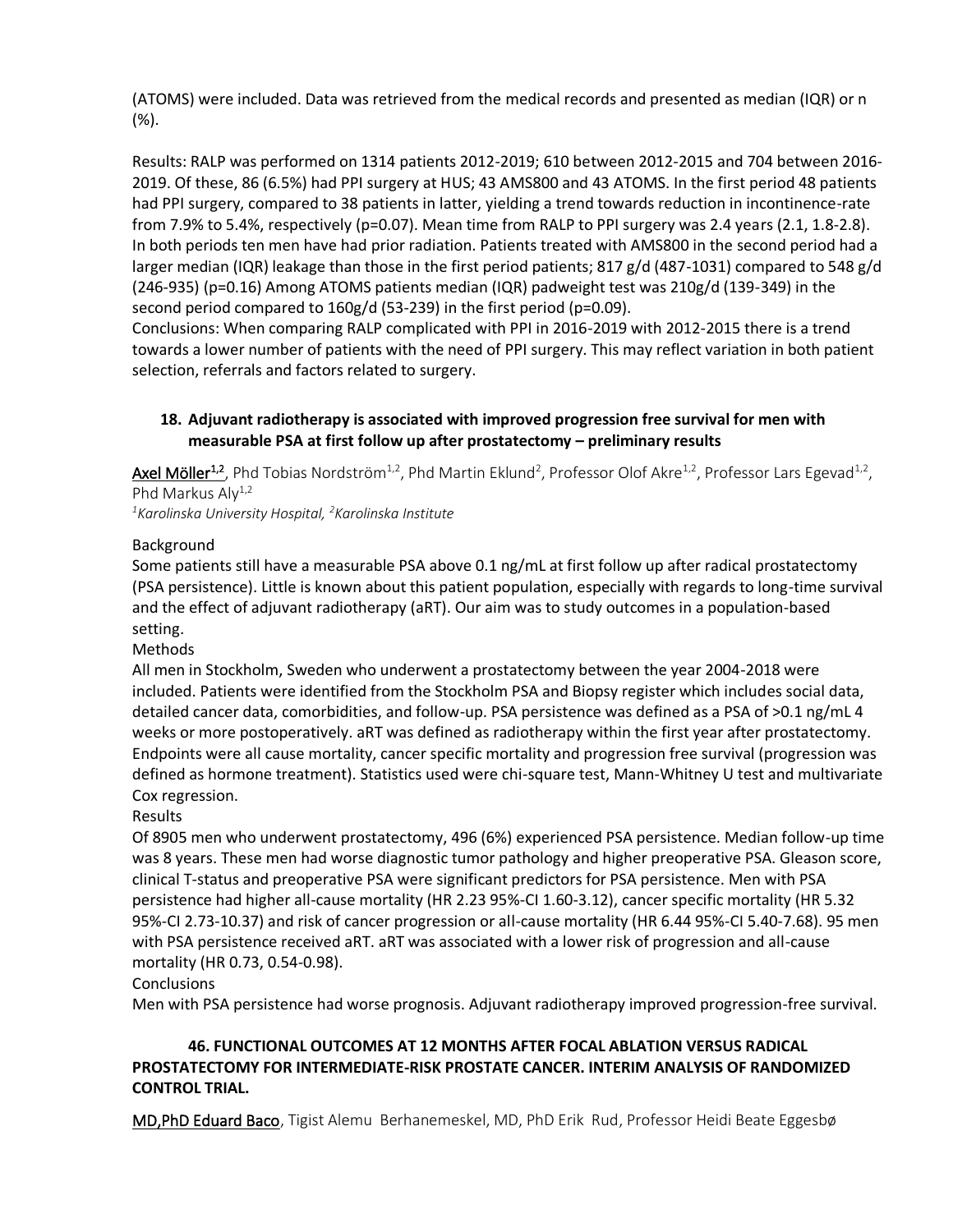(ATOMS) were included. Data was retrieved from the medical records and presented as median (IQR) or n (%).

Results: RALP was performed on 1314 patients 2012-2019; 610 between 2012-2015 and 704 between 2016-2019. Of these, 86 (6.5%) had PPI surgery at HUS; 43 AMS800 and 43 ATOMS. In the first period 48 patients had PPI surgery, compared to 38 patients in latter, yielding a trend towards reduction in incontinence-rate from 7.9% to 5.4%, respectively (p=0.07). Mean time from RALP to PPI surgery was 2.4 years (2.1, 1.8-2.8). In both periods ten men have had prior radiation. Patients treated with AMS800 in the second period had a larger median (IQR) leakage than those in the first period patients; 817 g/d (487-1031) compared to 548 g/d (246-935) (p=0.16) Among ATOMS patients median (IQR) padweight test was 210g/d (139-349) in the second period compared to 160g/d (53-239) in the first period (p=0.09).

Conclusions: When comparing RALP complicated with PPI in 2016-2019 with 2012-2015 there is a trend towards a lower number of patients with the need of PPI surgery. This may reflect variation in both patient selection, referrals and factors related to surgery.

### 18. Adjuvant radiotherapy is associated with improved progression free survival for men with measurable PSA at first follow up after prostatectomy – preliminary results

Axel Möller[1,2], Phd Tobias Nordström[1,2], Phd Martin Eklund[2], Professor Olof Akre[1,2], Professor Lars Egevad[1,2], Phd Markus Aly[1,2]

*[1]Karolinska University Hospital, [2]Karolinska Institute*

Background

Some patients still have a measurable PSA above 0.1 ng/mL at first follow up after radical prostatectomy (PSA persistence). Little is known about this patient population, especially with regards to long-time survival and the effect of adjuvant radiotherapy (aRT). Our aim was to study outcomes in a population-based setting.

Methods

All men in Stockholm, Sweden who underwent a prostatectomy between the year 2004-2018 were included. Patients were identified from the Stockholm PSA and Biopsy register which includes social data, detailed cancer data, comorbidities, and follow-up. PSA persistence was defined as a PSA of >0.1 ng/mL 4 weeks or more postoperatively. aRT was defined as radiotherapy within the first year after prostatectomy. Endpoints were all cause mortality, cancer specific mortality and progression free survival (progression was defined as hormone treatment). Statistics used were chi-square test, Mann-Whitney U test and multivariate Cox regression.

Results

Of 8905 men who underwent prostatectomy, 496 (6%) experienced PSA persistence. Median follow-up time was 8 years. These men had worse diagnostic tumor pathology and higher preoperative PSA. Gleason score, clinical T-status and preoperative PSA were significant predictors for PSA persistence. Men with PSA persistence had higher all-cause mortality (HR 2.23 95%-CI 1.60-3.12), cancer specific mortality (HR 5.32 95%-CI 2.73-10.37) and risk of cancer progression or all-cause mortality (HR 6.44 95%-CI 5.40-7.68). 95 men with PSA persistence received aRT. aRT was associated with a lower risk of progression and all-cause mortality (HR 0.73, 0.54-0.98).

Conclusions

Men with PSA persistence had worse prognosis. Adjuvant radiotherapy improved progression-free survival.

### 46. FUNCTIONAL OUTCOMES AT 12 MONTHS AFTER FOCAL ABLATION VERSUS RADICAL PROSTATECTOMY FOR INTERMEDIATE-RISK PROSTATE CANCER. INTERIM ANALYSIS OF RANDOMIZED CONTROL TRIAL.

MD,PhD Eduard Baco, Tigist Alemu Berhanemeskel, MD, PhD Erik Rud, Professor Heidi Beate Eggesbø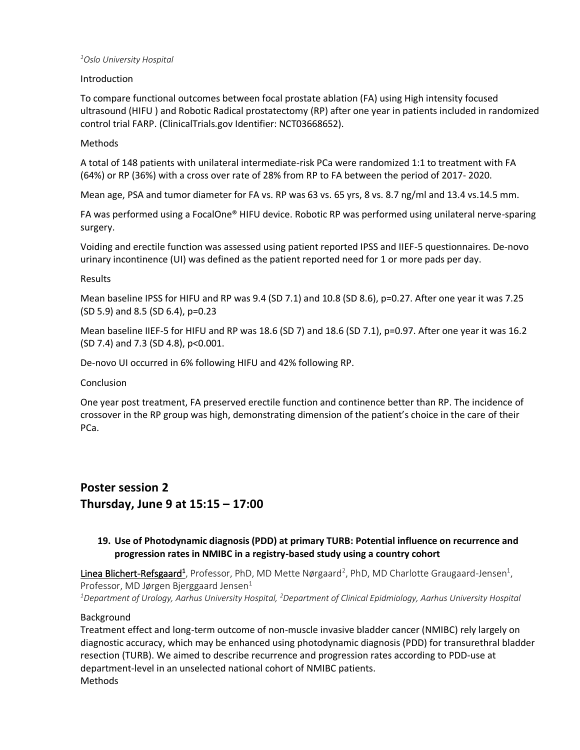[1]Oslo University Hospital

Introduction

To compare functional outcomes between focal prostate ablation (FA) using High intensity focused ultrasound (HIFU ) and Robotic Radical prostatectomy (RP) after one year in patients included in randomized control trial FARP. (ClinicalTrials.gov Identifier: NCT03668652).

Methods

A total of 148 patients with unilateral intermediate-risk PCa were randomized 1:1 to treatment with FA (64%) or RP (36%) with a cross over rate of 28% from RP to FA between the period of 2017- 2020.

Mean age, PSA and tumor diameter for FA vs. RP was 63 vs. 65 yrs, 8 vs. 8.7 ng/ml and 13.4 vs.14.5 mm.

FA was performed using a FocalOne® HIFU device. Robotic RP was performed using unilateral nerve-sparing surgery.

Voiding and erectile function was assessed using patient reported IPSS and IIEF-5 questionnaires. De-novo urinary incontinence (UI) was defined as the patient reported need for 1 or more pads per day.

Results

Mean baseline IPSS for HIFU and RP was 9.4 (SD 7.1) and 10.8 (SD 8.6), p=0.27. After one year it was 7.25 (SD 5.9) and 8.5 (SD 6.4), p=0.23

Mean baseline IIEF-5 for HIFU and RP was 18.6 (SD 7) and 18.6 (SD 7.1), p=0.97. After one year it was 16.2 (SD 7.4) and 7.3 (SD 4.8), p<0.001.

De-novo UI occurred in 6% following HIFU and 42% following RP.

Conclusion

One year post treatment, FA preserved erectile function and continence better than RP. The incidence of crossover in the RP group was high, demonstrating dimension of the patient's choice in the care of their PCa.

# Poster session 2
# Thursday, June 9 at 15:15 – 17:00

### 19. Use of Photodynamic diagnosis (PDD) at primary TURB: Potential influence on recurrence and progression rates in NMIBC in a registry-based study using a country cohort

Linea Blichert-Refsgaard[1], Professor, PhD, MD Mette Nørgaard[2], PhD, MD Charlotte Graugaard-Jensen[1], Professor, MD Jørgen Bjerggaard Jensen[1]

[1]*Department of Urology, Aarhus University Hospital,* [2]*Department of Clinical Epidmiology, Aarhus University Hospital*

Background

Treatment effect and long-term outcome of non-muscle invasive bladder cancer (NMIBC) rely largely on diagnostic accuracy, which may be enhanced using photodynamic diagnosis (PDD) for transurethral bladder resection (TURB). We aimed to describe recurrence and progression rates according to PDD-use at department-level in an unselected national cohort of NMIBC patients.

Methods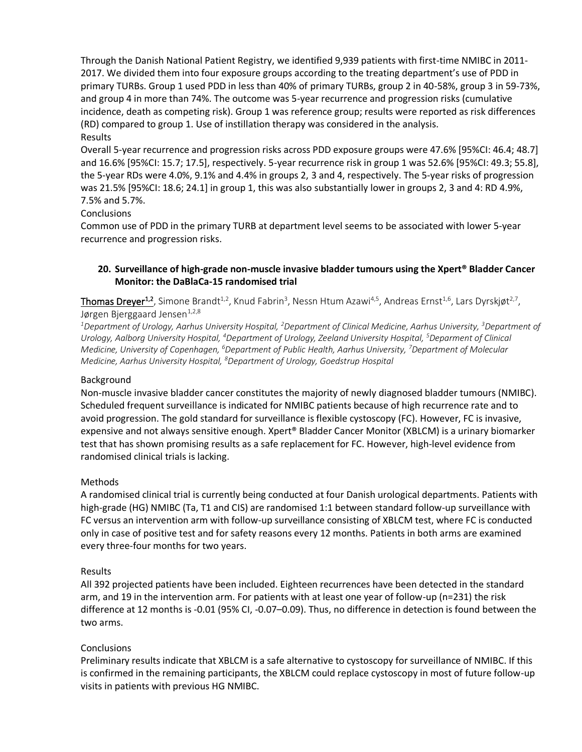Through the Danish National Patient Registry, we identified 9,939 patients with first-time NMIBC in 2011-2017. We divided them into four exposure groups according to the treating department's use of PDD in primary TURBs. Group 1 used PDD in less than 40% of primary TURBs, group 2 in 40-58%, group 3 in 59-73%, and group 4 in more than 74%. The outcome was 5-year recurrence and progression risks (cumulative incidence, death as competing risk). Group 1 was reference group; results were reported as risk differences (RD) compared to group 1. Use of instillation therapy was considered in the analysis.

Results

Overall 5-year recurrence and progression risks across PDD exposure groups were 47.6% [95%CI: 46.4; 48.7] and 16.6% [95%CI: 15.7; 17.5], respectively. 5-year recurrence risk in group 1 was 52.6% [95%CI: 49.3; 55.8], the 5-year RDs were 4.0%, 9.1% and 4.4% in groups 2, 3 and 4, respectively. The 5-year risks of progression was 21.5% [95%CI: 18.6; 24.1] in group 1, this was also substantially lower in groups 2, 3 and 4: RD 4.9%, 7.5% and 5.7%.

Conclusions

Common use of PDD in the primary TURB at department level seems to be associated with lower 5-year recurrence and progression risks.

## 20. Surveillance of high-grade non-muscle invasive bladder tumours using the Xpert® Bladder Cancer Monitor: the DaBlaCa-15 randomised trial

Thomas Dreyer[1,2], Simone Brandt[1,2], Knud Fabrin[3], Nessn Htum Azawi[4,5], Andreas Ernst[1,6], Lars Dyrskjøt[2,7], Jørgen Bjerggaard Jensen[1,2,8]

*[1]Department of Urology, Aarhus University Hospital, [2]Department of Clinical Medicine, Aarhus University, [3]Department of Urology, Aalborg University Hospital, [4]Department of Urology, Zeeland University Hospital, [5]Deparment of Clinical Medicine, University of Copenhagen, [6]Department of Public Health, Aarhus University, [7]Department of Molecular Medicine, Aarhus University Hospital, [8]Department of Urology, Goedstrup Hospital*

Background

Non-muscle invasive bladder cancer constitutes the majority of newly diagnosed bladder tumours (NMIBC). Scheduled frequent surveillance is indicated for NMIBC patients because of high recurrence rate and to avoid progression. The gold standard for surveillance is flexible cystoscopy (FC). However, FC is invasive, expensive and not always sensitive enough. Xpert® Bladder Cancer Monitor (XBLCM) is a urinary biomarker test that has shown promising results as a safe replacement for FC. However, high-level evidence from randomised clinical trials is lacking.

Methods

A randomised clinical trial is currently being conducted at four Danish urological departments. Patients with high-grade (HG) NMIBC (Ta, T1 and CIS) are randomised 1:1 between standard follow-up surveillance with FC versus an intervention arm with follow-up surveillance consisting of XBLCM test, where FC is conducted only in case of positive test and for safety reasons every 12 months. Patients in both arms are examined every three-four months for two years.

Results

All 392 projected patients have been included. Eighteen recurrences have been detected in the standard arm, and 19 in the intervention arm. For patients with at least one year of follow-up (n=231) the risk difference at 12 months is -0.01 (95% CI, -0.07–0.09). Thus, no difference in detection is found between the two arms.

Conclusions

Preliminary results indicate that XBLCM is a safe alternative to cystoscopy for surveillance of NMIBC. If this is confirmed in the remaining participants, the XBLCM could replace cystoscopy in most of future follow-up visits in patients with previous HG NMIBC.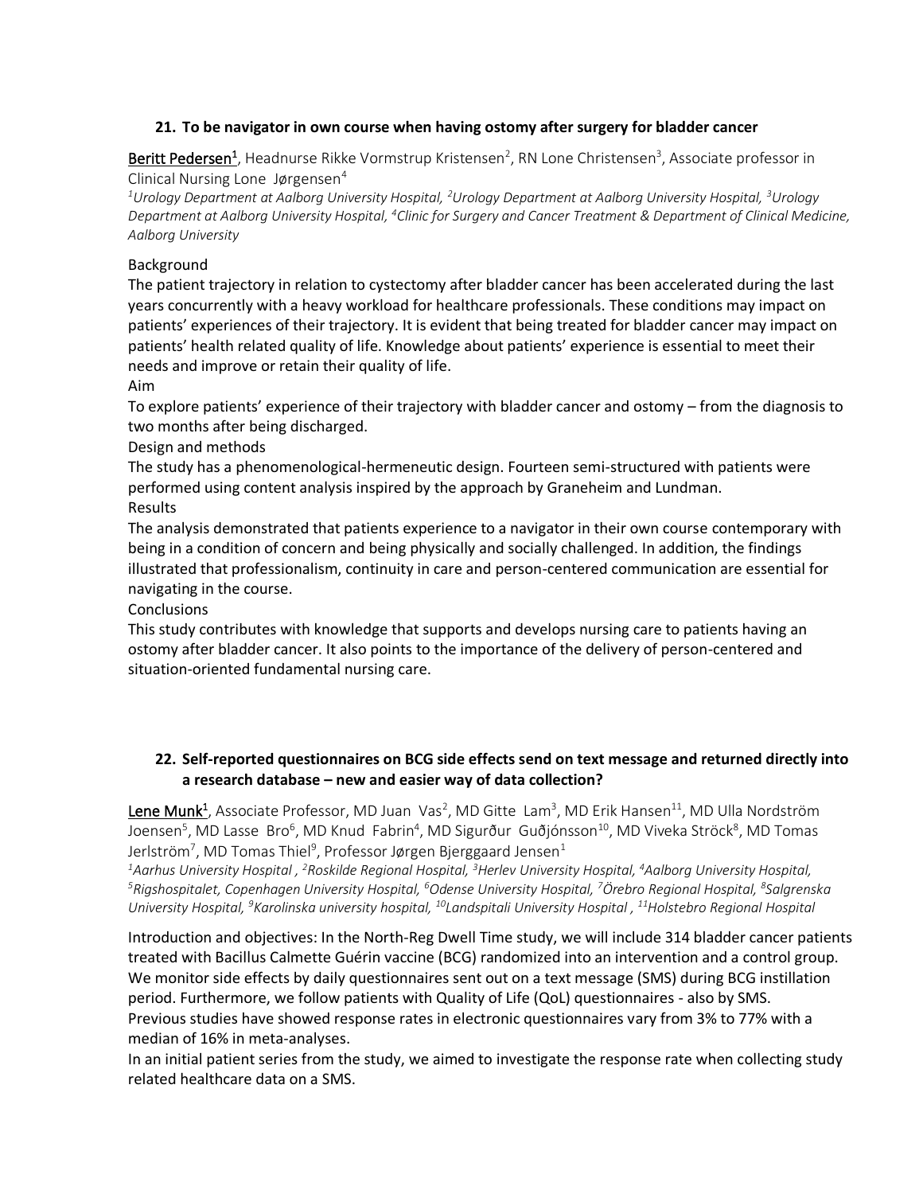## 21. To be navigator in own course when having ostomy after surgery for bladder cancer

Beritt Pedersen[1], Headnurse Rikke Vormstrup Kristensen[2], RN Lone Christensen[3], Associate professor in Clinical Nursing Lone Jørgensen[4]

*[1]Urology Department at Aalborg University Hospital, [2]Urology Department at Aalborg University Hospital, [3]Urology Department at Aalborg University Hospital, [4]Clinic for Surgery and Cancer Treatment & Department of Clinical Medicine, Aalborg University*

Background

The patient trajectory in relation to cystectomy after bladder cancer has been accelerated during the last years concurrently with a heavy workload for healthcare professionals. These conditions may impact on patients' experiences of their trajectory. It is evident that being treated for bladder cancer may impact on patients' health related quality of life. Knowledge about patients' experience is essential to meet their needs and improve or retain their quality of life.

Aim

To explore patients' experience of their trajectory with bladder cancer and ostomy – from the diagnosis to two months after being discharged.

Design and methods

The study has a phenomenological-hermeneutic design. Fourteen semi-structured with patients were performed using content analysis inspired by the approach by Graneheim and Lundman.

Results

The analysis demonstrated that patients experience to a navigator in their own course contemporary with being in a condition of concern and being physically and socially challenged. In addition, the findings illustrated that professionalism, continuity in care and person-centered communication are essential for navigating in the course.

Conclusions

This study contributes with knowledge that supports and develops nursing care to patients having an ostomy after bladder cancer. It also points to the importance of the delivery of person-centered and situation-oriented fundamental nursing care.

## 22. Self-reported questionnaires on BCG side effects send on text message and returned directly into a research database – new and easier way of data collection?

Lene Munk[1], Associate Professor, MD Juan Vas[2], MD Gitte Lam[3], MD Erik Hansen[11], MD Ulla Nordström Joensen[5], MD Lasse Bro[6], MD Knud Fabrin[4], MD Sigurður Guðjónsson[10], MD Viveka Ströck[8], MD Tomas Jerlström[7], MD Tomas Thiel[9], Professor Jørgen Bjerggaard Jensen[1]

*[1]Aarhus University Hospital , [2]Roskilde Regional Hospital, [3]Herlev University Hospital, [4]Aalborg University Hospital, [5]Rigshospitalet, Copenhagen University Hospital, [6]Odense University Hospital, [7]Örebro Regional Hospital, [8]Salgrenska University Hospital, [9]Karolinska university hospital, [10]Landspitali University Hospital , [11]Holstebro Regional Hospital*

Introduction and objectives: In the North-Reg Dwell Time study, we will include 314 bladder cancer patients treated with Bacillus Calmette Guérin vaccine (BCG) randomized into an intervention and a control group. We monitor side effects by daily questionnaires sent out on a text message (SMS) during BCG instillation period. Furthermore, we follow patients with Quality of Life (QoL) questionnaires - also by SMS. Previous studies have showed response rates in electronic questionnaires vary from 3% to 77% with a median of 16% in meta-analyses.

In an initial patient series from the study, we aimed to investigate the response rate when collecting study related healthcare data on a SMS.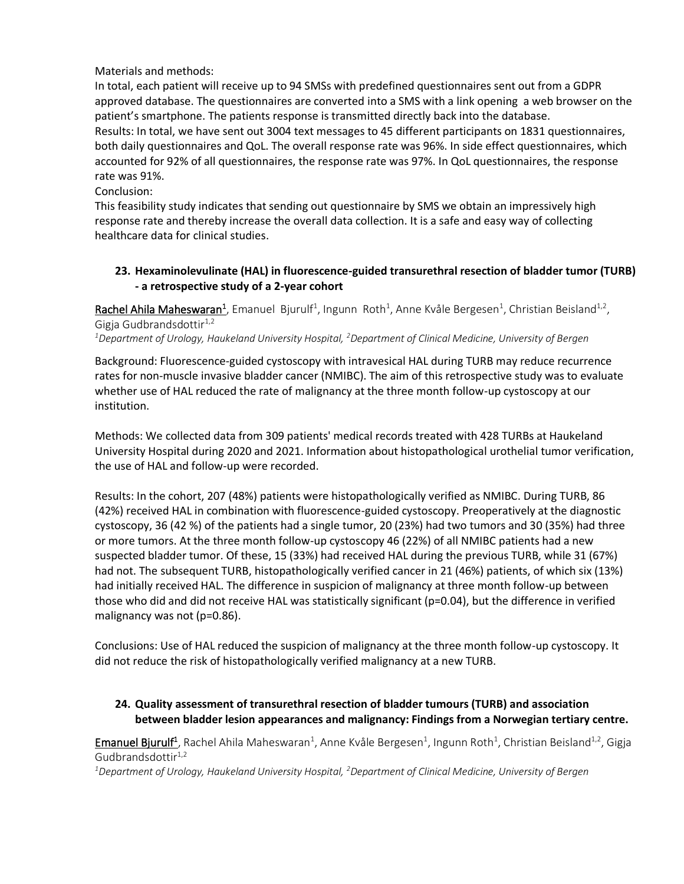Materials and methods:

In total, each patient will receive up to 94 SMSs with predefined questionnaires sent out from a GDPR approved database. The questionnaires are converted into a SMS with a link opening a web browser on the patient's smartphone. The patients response is transmitted directly back into the database.

Results: In total, we have sent out 3004 text messages to 45 different participants on 1831 questionnaires, both daily questionnaires and QoL. The overall response rate was 96%. In side effect questionnaires, which accounted for 92% of all questionnaires, the response rate was 97%. In QoL questionnaires, the response rate was 91%.

Conclusion:

This feasibility study indicates that sending out questionnaire by SMS we obtain an impressively high response rate and thereby increase the overall data collection. It is a safe and easy way of collecting healthcare data for clinical studies.

### 23. Hexaminolevulinate (HAL) in fluorescence-guided transurethral resection of bladder tumor (TURB) - a retrospective study of a 2-year cohort

<u>Rachel Ahila Maheswaran</u>[1], Emanuel Bjurulf[1], Ingunn Roth[1], Anne Kvåle Bergesen[1], Christian Beisland[1,2], Gigja Gudbrandsdottir[1,2]

*[1]Department of Urology, Haukeland University Hospital, [2]Department of Clinical Medicine, University of Bergen*

Background: Fluorescence-guided cystoscopy with intravesical HAL during TURB may reduce recurrence rates for non-muscle invasive bladder cancer (NMIBC). The aim of this retrospective study was to evaluate whether use of HAL reduced the rate of malignancy at the three month follow-up cystoscopy at our institution.

Methods: We collected data from 309 patients' medical records treated with 428 TURBs at Haukeland University Hospital during 2020 and 2021. Information about histopathological urothelial tumor verification, the use of HAL and follow-up were recorded.

Results: In the cohort, 207 (48%) patients were histopathologically verified as NMIBC. During TURB, 86 (42%) received HAL in combination with fluorescence-guided cystoscopy. Preoperatively at the diagnostic cystoscopy, 36 (42 %) of the patients had a single tumor, 20 (23%) had two tumors and 30 (35%) had three or more tumors. At the three month follow-up cystoscopy 46 (22%) of all NMIBC patients had a new suspected bladder tumor. Of these, 15 (33%) had received HAL during the previous TURB, while 31 (67%) had not. The subsequent TURB, histopathologically verified cancer in 21 (46%) patients, of which six (13%) had initially received HAL. The difference in suspicion of malignancy at three month follow-up between those who did and did not receive HAL was statistically significant ($p=0.04$), but the difference in verified malignancy was not ($p=0.86$).

Conclusions: Use of HAL reduced the suspicion of malignancy at the three month follow-up cystoscopy. It did not reduce the risk of histopathologically verified malignancy at a new TURB.

### 24. Quality assessment of transurethral resection of bladder tumours (TURB) and association between bladder lesion appearances and malignancy: Findings from a Norwegian tertiary centre.

<u>Emanuel Bjurulf</u>[1], Rachel Ahila Maheswaran[1], Anne Kvåle Bergesen[1], Ingunn Roth[1], Christian Beisland[1,2], Gigja Gudbrandsdottir[1,2]

*[1]Department of Urology, Haukeland University Hospital, [2]Department of Clinical Medicine, University of Bergen*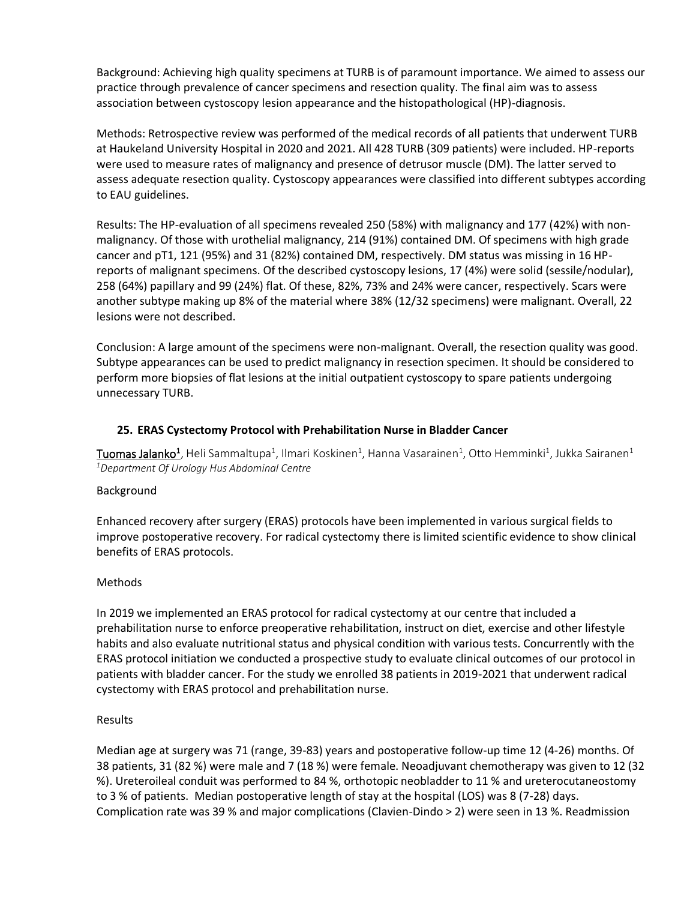Background: Achieving high quality specimens at TURB is of paramount importance. We aimed to assess our practice through prevalence of cancer specimens and resection quality. The final aim was to assess association between cystoscopy lesion appearance and the histopathological (HP)-diagnosis.

Methods: Retrospective review was performed of the medical records of all patients that underwent TURB at Haukeland University Hospital in 2020 and 2021. All 428 TURB (309 patients) were included. HP-reports were used to measure rates of malignancy and presence of detrusor muscle (DM). The latter served to assess adequate resection quality. Cystoscopy appearances were classified into different subtypes according to EAU guidelines.

Results: The HP-evaluation of all specimens revealed 250 (58%) with malignancy and 177 (42%) with non-malignancy. Of those with urothelial malignancy, 214 (91%) contained DM. Of specimens with high grade cancer and pT1, 121 (95%) and 31 (82%) contained DM, respectively. DM status was missing in 16 HP-reports of malignant specimens. Of the described cystoscopy lesions, 17 (4%) were solid (sessile/nodular), 258 (64%) papillary and 99 (24%) flat. Of these, 82%, 73% and 24% were cancer, respectively. Scars were another subtype making up 8% of the material where 38% (12/32 specimens) were malignant. Overall, 22 lesions were not described.

Conclusion: A large amount of the specimens were non-malignant. Overall, the resection quality was good. Subtype appearances can be used to predict malignancy in resection specimen. It should be considered to perform more biopsies of flat lesions at the initial outpatient cystoscopy to spare patients undergoing unnecessary TURB.

## 25. ERAS Cystectomy Protocol with Prehabilitation Nurse in Bladder Cancer

Tuomas Jalanko[1], Heli Sammaltupa[1], Ilmari Koskinen[1], Hanna Vasarainen[1], Otto Hemminki[1], Jukka Sairanen[1]

[1]*Department Of Urology Hus Abdominal Centre*

Background

Enhanced recovery after surgery (ERAS) protocols have been implemented in various surgical fields to improve postoperative recovery. For radical cystectomy there is limited scientific evidence to show clinical benefits of ERAS protocols.

Methods

In 2019 we implemented an ERAS protocol for radical cystectomy at our centre that included a prehabilitation nurse to enforce preoperative rehabilitation, instruct on diet, exercise and other lifestyle habits and also evaluate nutritional status and physical condition with various tests. Concurrently with the ERAS protocol initiation we conducted a prospective study to evaluate clinical outcomes of our protocol in patients with bladder cancer. For the study we enrolled 38 patients in 2019-2021 that underwent radical cystectomy with ERAS protocol and prehabilitation nurse.

Results

Median age at surgery was 71 (range, 39-83) years and postoperative follow-up time 12 (4-26) months. Of 38 patients, 31 (82 %) were male and 7 (18 %) were female. Neoadjuvant chemotherapy was given to 12 (32 %). Ureteroileal conduit was performed to 84 %, orthotopic neobladder to 11 % and ureterocutaneostomy to 3 % of patients. Median postoperative length of stay at the hospital (LOS) was 8 (7-28) days. Complication rate was 39 % and major complications (Clavien-Dindo > 2) were seen in 13 %. Readmission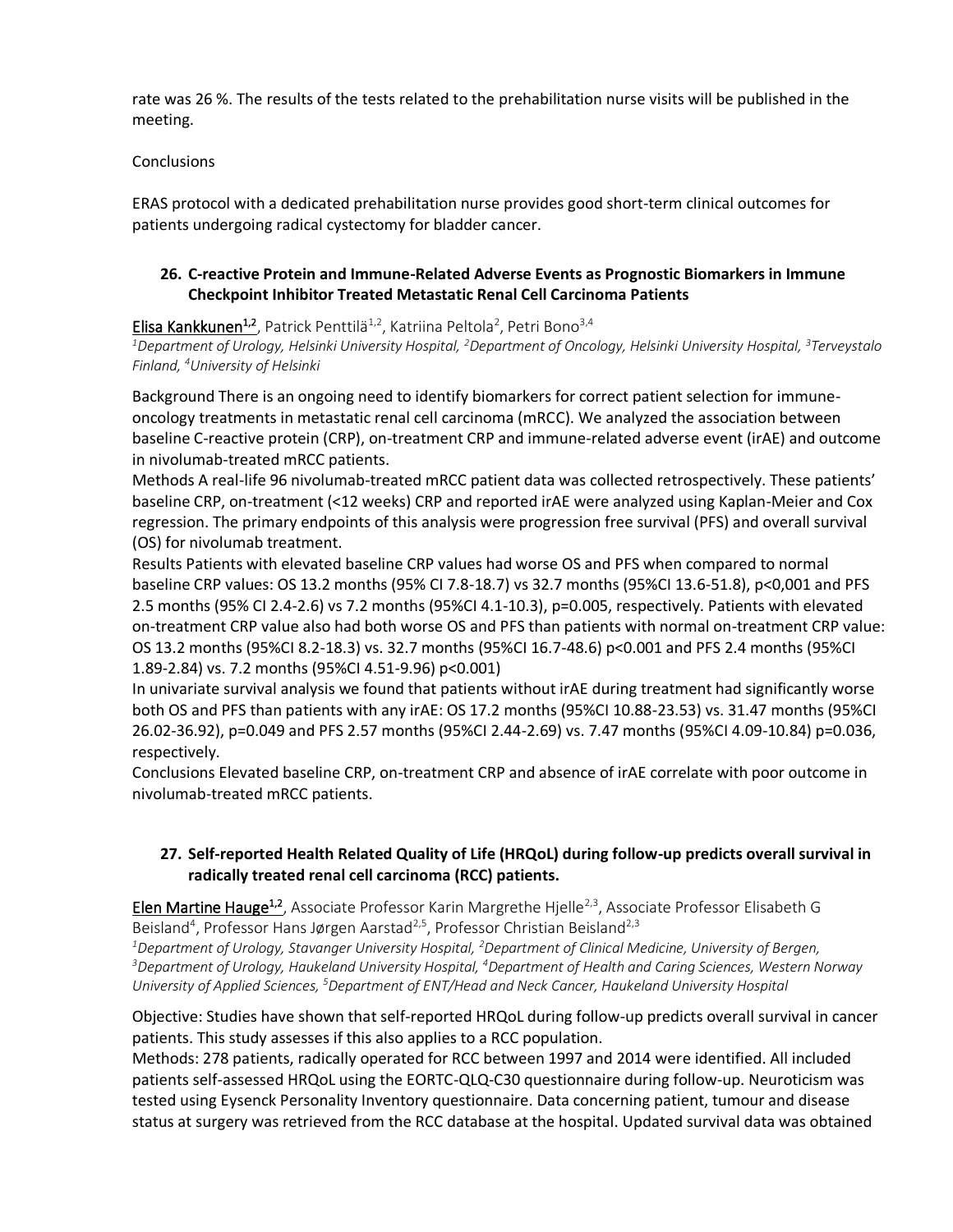rate was 26 %. The results of the tests related to the prehabilitation nurse visits will be published in the meeting.

Conclusions

ERAS protocol with a dedicated prehabilitation nurse provides good short-term clinical outcomes for patients undergoing radical cystectomy for bladder cancer.

### 26. C-reactive Protein and Immune-Related Adverse Events as Prognostic Biomarkers in Immune Checkpoint Inhibitor Treated Metastatic Renal Cell Carcinoma Patients

Elisa Kankkunen[1,2], Patrick Penttilä[1,2], Katriina Peltola[2], Petri Bono[3,4]

*[1]Department of Urology, Helsinki University Hospital, [2]Department of Oncology, Helsinki University Hospital, [3]Terveystalo Finland, [4]University of Helsinki*

Background There is an ongoing need to identify biomarkers for correct patient selection for immune-oncology treatments in metastatic renal cell carcinoma (mRCC). We analyzed the association between baseline C-reactive protein (CRP), on-treatment CRP and immune-related adverse event (irAE) and outcome in nivolumab-treated mRCC patients.
Methods A real-life 96 nivolumab-treated mRCC patient data was collected retrospectively. These patients' baseline CRP, on-treatment (<12 weeks) CRP and reported irAE were analyzed using Kaplan-Meier and Cox regression. The primary endpoints of this analysis were progression free survival (PFS) and overall survival (OS) for nivolumab treatment.
Results Patients with elevated baseline CRP values had worse OS and PFS when compared to normal baseline CRP values: OS 13.2 months (95% CI 7.8-18.7) vs 32.7 months (95%CI 13.6-51.8), p<0,001 and PFS 2.5 months (95% CI 2.4-2.6) vs 7.2 months (95%CI 4.1-10.3), p=0.005, respectively. Patients with elevated on-treatment CRP value also had both worse OS and PFS than patients with normal on-treatment CRP value: OS 13.2 months (95%CI 8.2-18.3) vs. 32.7 months (95%CI 16.7-48.6) p<0.001 and PFS 2.4 months (95%CI 1.89-2.84) vs. 7.2 months (95%CI 4.51-9.96) p<0.001)
In univariate survival analysis we found that patients without irAE during treatment had significantly worse both OS and PFS than patients with any irAE: OS 17.2 months (95%CI 10.88-23.53) vs. 31.47 months (95%CI 26.02-36.92), p=0.049 and PFS 2.57 months (95%CI 2.44-2.69) vs. 7.47 months (95%CI 4.09-10.84) p=0.036, respectively.
Conclusions Elevated baseline CRP, on-treatment CRP and absence of irAE correlate with poor outcome in nivolumab-treated mRCC patients.

### 27. Self-reported Health Related Quality of Life (HRQoL) during follow-up predicts overall survival in radically treated renal cell carcinoma (RCC) patients.

Elen Martine Hauge[1,2], Associate Professor Karin Margrethe Hjelle[2,3], Associate Professor Elisabeth G Beisland[4], Professor Hans Jørgen Aarstad[2,5], Professor Christian Beisland[2,3]

*[1]Department of Urology, Stavanger University Hospital, [2]Department of Clinical Medicine, University of Bergen, [3]Department of Urology, Haukeland University Hospital, [4]Department of Health and Caring Sciences, Western Norway University of Applied Sciences, [5]Department of ENT/Head and Neck Cancer, Haukeland University Hospital*

Objective: Studies have shown that self-reported HRQoL during follow-up predicts overall survival in cancer patients. This study assesses if this also applies to a RCC population.
Methods: 278 patients, radically operated for RCC between 1997 and 2014 were identified. All included patients self-assessed HRQoL using the EORTC-QLQ-C30 questionnaire during follow-up. Neuroticism was tested using Eysenck Personality Inventory questionnaire. Data concerning patient, tumour and disease status at surgery was retrieved from the RCC database at the hospital. Updated survival data was obtained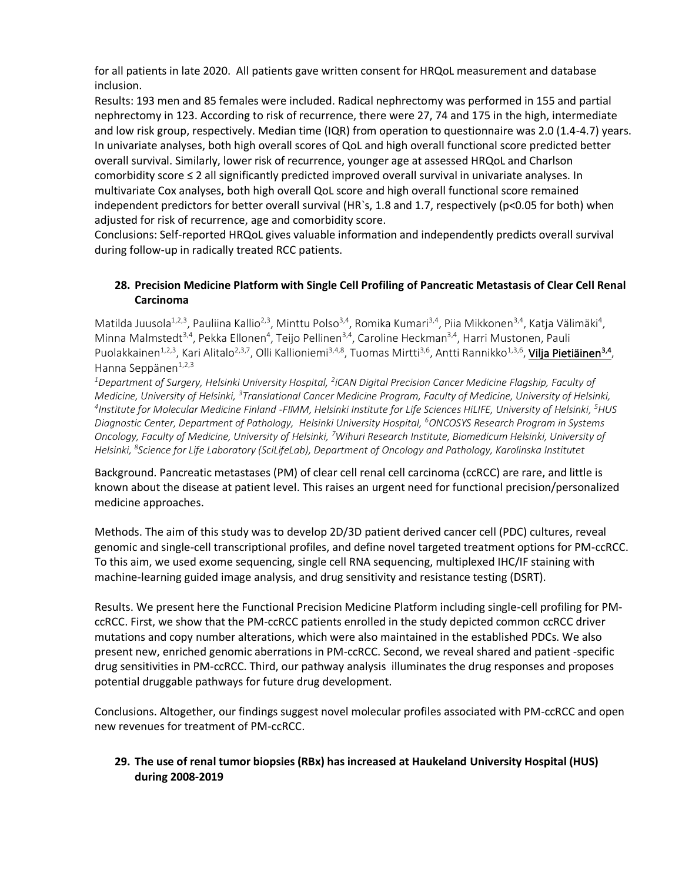for all patients in late 2020. All patients gave written consent for HRQoL measurement and database inclusion.

Results: 193 men and 85 females were included. Radical nephrectomy was performed in 155 and partial nephrectomy in 123. According to risk of recurrence, there were 27, 74 and 175 in the high, intermediate and low risk group, respectively. Median time (IQR) from operation to questionnaire was 2.0 (1.4-4.7) years. In univariate analyses, both high overall scores of QoL and high overall functional score predicted better overall survival. Similarly, lower risk of recurrence, younger age at assessed HRQoL and Charlson comorbidity score ≤ 2 all significantly predicted improved overall survival in univariate analyses. In multivariate Cox analyses, both high overall QoL score and high overall functional score remained independent predictors for better overall survival (HR`s, 1.8 and 1.7, respectively ($p<0.05$ for both) when adjusted for risk of recurrence, age and comorbidity score.

Conclusions: Self-reported HRQoL gives valuable information and independently predicts overall survival during follow-up in radically treated RCC patients.

## 28. Precision Medicine Platform with Single Cell Profiling of Pancreatic Metastasis of Clear Cell Renal Carcinoma

Matilda Juusola[1,2,3], Pauliina Kallio[2,3], Minttu Polso[3,4], Romika Kumari[3,4], Piia Mikkonen[3,4], Katja Välimäki[4], Minna Malmstedt[3,4], Pekka Ellonen[4], Teijo Pellinen[3,4], Caroline Heckman[3,4], Harri Mustonen, Pauli Puolakkainen[1,2,3], Kari Alitalo[2,3,7], Olli Kallioniemi[3,4,8], Tuomas Mirtti[3,6], Antti Rannikko[1,3,6], Vilja Pietiäinen[3,4], Hanna Seppänen[1,2,3]

*[1]Department of Surgery, Helsinki University Hospital, [2]iCAN Digital Precision Cancer Medicine Flagship, Faculty of Medicine, University of Helsinki, [3]Translational Cancer Medicine Program, Faculty of Medicine, University of Helsinki, [4]Institute for Molecular Medicine Finland -FIMM, Helsinki Institute for Life Sciences HiLIFE, University of Helsinki, [5]HUS Diagnostic Center, Department of Pathology, Helsinki University Hospital, [6]ONCOSYS Research Program in Systems Oncology, Faculty of Medicine, University of Helsinki, [7]Wihuri Research Institute, Biomedicum Helsinki, University of Helsinki, [8]Science for Life Laboratory (SciLifeLab), Department of Oncology and Pathology, Karolinska Institutet*

Background. Pancreatic metastases (PM) of clear cell renal cell carcinoma (ccRCC) are rare, and little is known about the disease at patient level. This raises an urgent need for functional precision/personalized medicine approaches.

Methods. The aim of this study was to develop 2D/3D patient derived cancer cell (PDC) cultures, reveal genomic and single-cell transcriptional profiles, and define novel targeted treatment options for PM-ccRCC. To this aim, we used exome sequencing, single cell RNA sequencing, multiplexed IHC/IF staining with machine-learning guided image analysis, and drug sensitivity and resistance testing (DSRT).

Results. We present here the Functional Precision Medicine Platform including single-cell profiling for PM-ccRCC. First, we show that the PM-ccRCC patients enrolled in the study depicted common ccRCC driver mutations and copy number alterations, which were also maintained in the established PDCs. We also present new, enriched genomic aberrations in PM-ccRCC. Second, we reveal shared and patient -specific drug sensitivities in PM-ccRCC. Third, our pathway analysis illuminates the drug responses and proposes potential druggable pathways for future drug development.

Conclusions. Altogether, our findings suggest novel molecular profiles associated with PM-ccRCC and open new revenues for treatment of PM-ccRCC.

## 29. The use of renal tumor biopsies (RBx) has increased at Haukeland University Hospital (HUS) during 2008-2019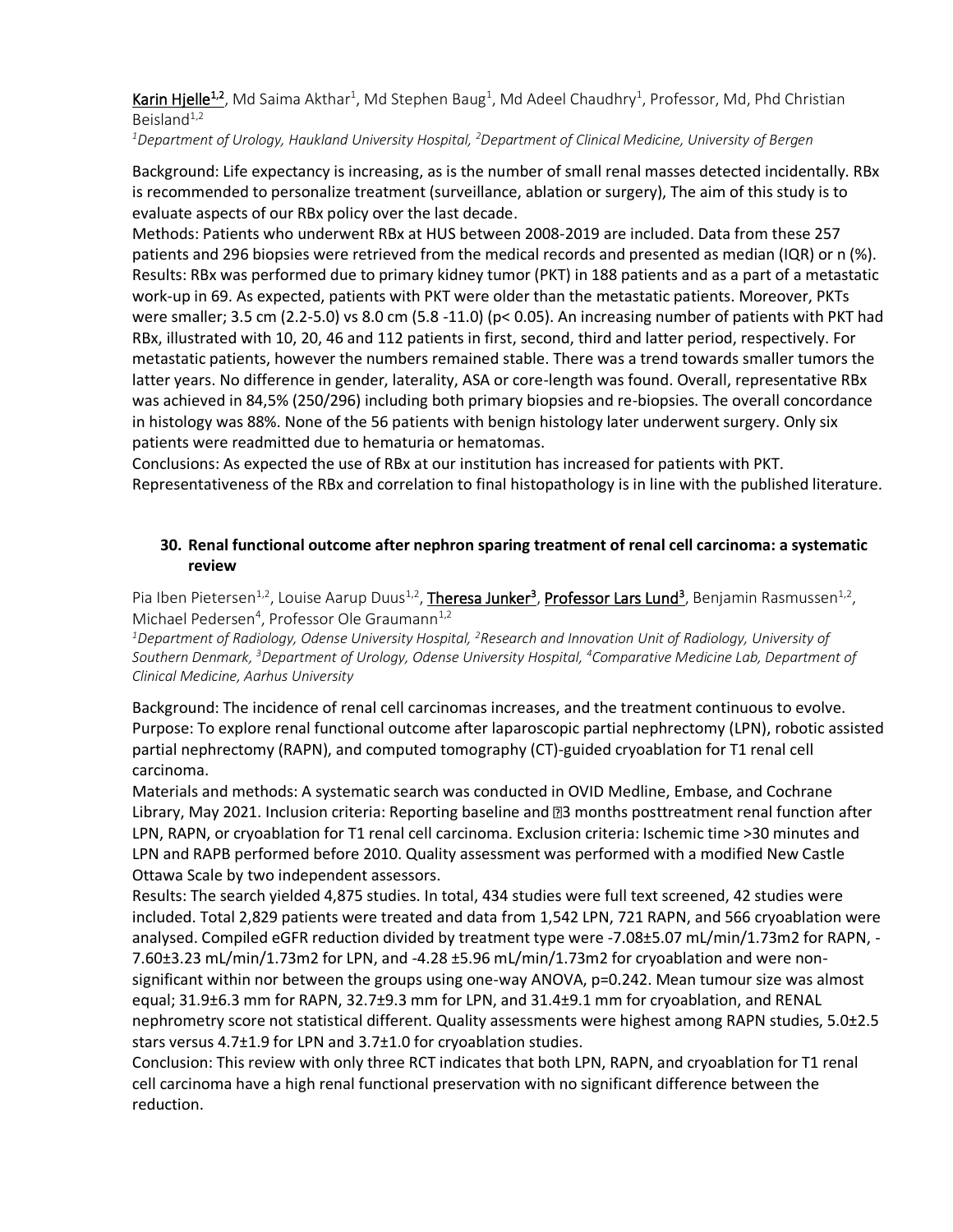Karin Hjelle[1,2], Md Saima Akthar[1], Md Stephen Baug[1], Md Adeel Chaudhry[1], Professor, Md, Phd Christian Beisland[1,2]

*[1]Department of Urology, Haukland University Hospital, [2]Department of Clinical Medicine, University of Bergen*

Background: Life expectancy is increasing, as is the number of small renal masses detected incidentally. RBx is recommended to personalize treatment (surveillance, ablation or surgery), The aim of this study is to evaluate aspects of our RBx policy over the last decade.

Methods: Patients who underwent RBx at HUS between 2008-2019 are included. Data from these 257 patients and 296 biopsies were retrieved from the medical records and presented as median (IQR) or n (%).

Results: RBx was performed due to primary kidney tumor (PKT) in 188 patients and as a part of a metastatic work-up in 69. As expected, patients with PKT were older than the metastatic patients. Moreover, PKTs were smaller; 3.5 cm (2.2-5.0) vs 8.0 cm (5.8 -11.0) ($p < 0.05$). An increasing number of patients with PKT had RBx, illustrated with 10, 20, 46 and 112 patients in first, second, third and latter period, respectively. For metastatic patients, however the numbers remained stable. There was a trend towards smaller tumors the latter years. No difference in gender, laterality, ASA or core-length was found. Overall, representative RBx was achieved in 84,5% (250/296) including both primary biopsies and re-biopsies. The overall concordance in histology was 88%. None of the 56 patients with benign histology later underwent surgery. Only six patients were readmitted due to hematuria or hematomas.

Conclusions: As expected the use of RBx at our institution has increased for patients with PKT. Representativeness of the RBx and correlation to final histopathology is in line with the published literature.

## 30. Renal functional outcome after nephron sparing treatment of renal cell carcinoma: a systematic review

Pia Iben Pietersen[1,2], Louise Aarup Duus[1,2], Theresa Junker[3], Professor Lars Lund[3], Benjamin Rasmussen[1,2], Michael Pedersen[4], Professor Ole Graumann[1,2]

*[1]Department of Radiology, Odense University Hospital, [2]Research and Innovation Unit of Radiology, University of Southern Denmark, [3]Department of Urology, Odense University Hospital, [4]Comparative Medicine Lab, Department of Clinical Medicine, Aarhus University*

Background: The incidence of renal cell carcinomas increases, and the treatment continuous to evolve.

Purpose: To explore renal functional outcome after laparoscopic partial nephrectomy (LPN), robotic assisted partial nephrectomy (RAPN), and computed tomography (CT)-guided cryoablation for T1 renal cell carcinoma.

Materials and methods: A systematic search was conducted in OVID Medline, Embase, and Cochrane Library, May 2021. Inclusion criteria: Reporting baseline and ≥3 months posttreatment renal function after LPN, RAPN, or cryoablation for T1 renal cell carcinoma. Exclusion criteria: Ischemic time >30 minutes and LPN and RAPB performed before 2010. Quality assessment was performed with a modified New Castle Ottawa Scale by two independent assessors.

Results: The search yielded 4,875 studies. In total, 434 studies were full text screened, 42 studies were included. Total 2,829 patients were treated and data from 1,542 LPN, 721 RAPN, and 566 cryoablation were analysed. Compiled eGFR reduction divided by treatment type were -7.08±5.07 mL/min/1.73m2 for RAPN, -7.60±3.23 mL/min/1.73m2 for LPN, and -4.28 ±5.96 mL/min/1.73m2 for cryoablation and were non-significant within nor between the groups using one-way ANOVA, $p=0.242$. Mean tumour size was almost equal; 31.9±6.3 mm for RAPN, 32.7±9.3 mm for LPN, and 31.4±9.1 mm for cryoablation, and RENAL nephrometry score not statistical different. Quality assessments were highest among RAPN studies, 5.0±2.5 stars versus 4.7±1.9 for LPN and 3.7±1.0 for cryoablation studies.

Conclusion: This review with only three RCT indicates that both LPN, RAPN, and cryoablation for T1 renal cell carcinoma have a high renal functional preservation with no significant difference between the reduction.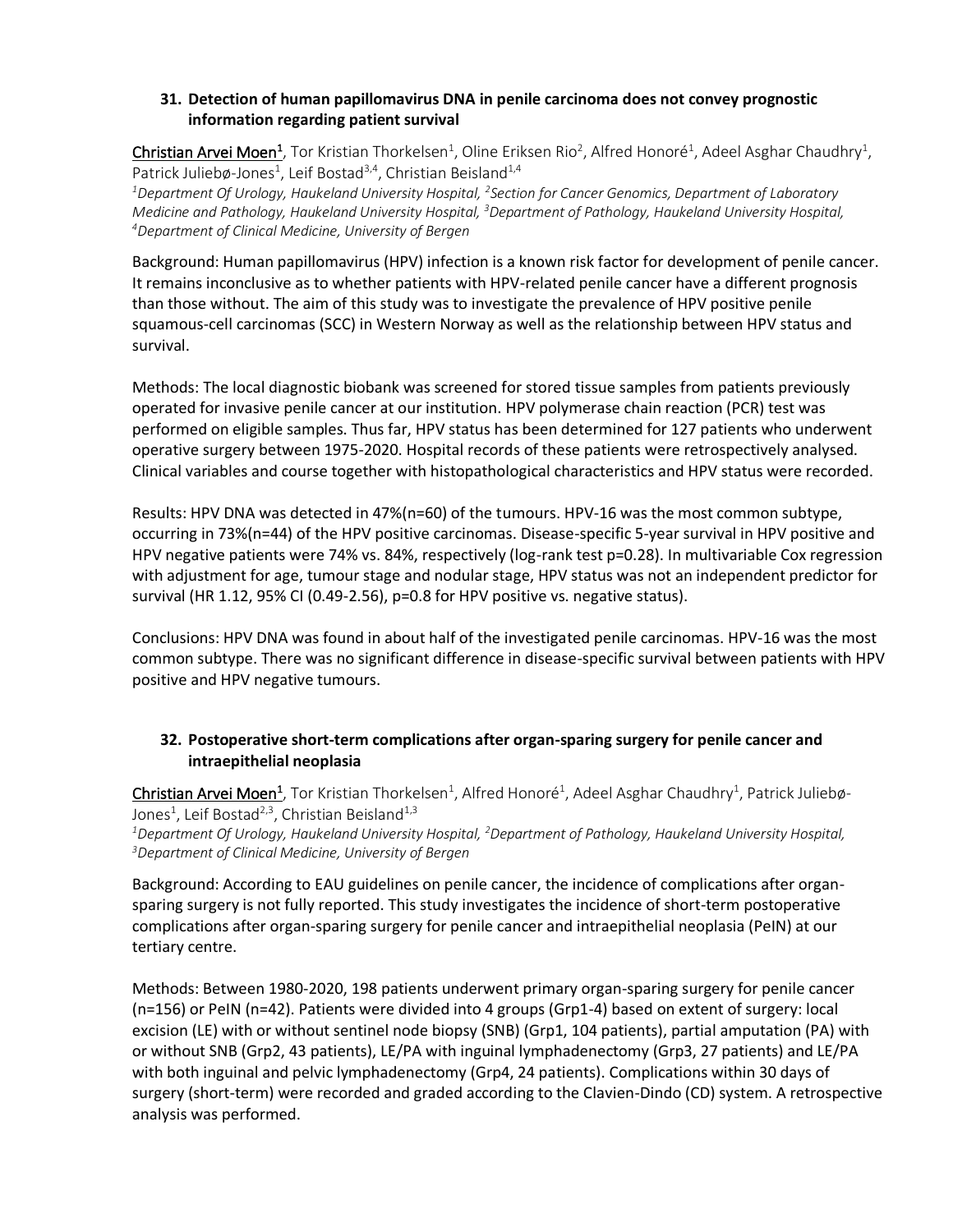### 31. Detection of human papillomavirus DNA in penile carcinoma does not convey prognostic information regarding patient survival

Christian Arvei Moen[1], Tor Kristian Thorkelsen[1], Oline Eriksen Rio[2], Alfred Honoré[1], Adeel Asghar Chaudhry[1], Patrick Juliebø-Jones[1], Leif Bostad[3,4], Christian Beisland[1,4]

*[1]Department Of Urology, Haukeland University Hospital, [2]Section for Cancer Genomics, Department of Laboratory Medicine and Pathology, Haukeland University Hospital, [3]Department of Pathology, Haukeland University Hospital, [4]Department of Clinical Medicine, University of Bergen*

Background: Human papillomavirus (HPV) infection is a known risk factor for development of penile cancer. It remains inconclusive as to whether patients with HPV-related penile cancer have a different prognosis than those without. The aim of this study was to investigate the prevalence of HPV positive penile squamous-cell carcinomas (SCC) in Western Norway as well as the relationship between HPV status and survival.

Methods: The local diagnostic biobank was screened for stored tissue samples from patients previously operated for invasive penile cancer at our institution. HPV polymerase chain reaction (PCR) test was performed on eligible samples. Thus far, HPV status has been determined for 127 patients who underwent operative surgery between 1975-2020. Hospital records of these patients were retrospectively analysed. Clinical variables and course together with histopathological characteristics and HPV status were recorded.

Results: HPV DNA was detected in 47%(n=60) of the tumours. HPV-16 was the most common subtype, occurring in 73%(n=44) of the HPV positive carcinomas. Disease-specific 5-year survival in HPV positive and HPV negative patients were 74% vs. 84%, respectively (log-rank test p=0.28). In multivariable Cox regression with adjustment for age, tumour stage and nodular stage, HPV status was not an independent predictor for survival (HR 1.12, 95% CI (0.49-2.56), p=0.8 for HPV positive vs. negative status).

Conclusions: HPV DNA was found in about half of the investigated penile carcinomas. HPV-16 was the most common subtype. There was no significant difference in disease-specific survival between patients with HPV positive and HPV negative tumours.

### 32. Postoperative short-term complications after organ-sparing surgery for penile cancer and intraepithelial neoplasia

Christian Arvei Moen[1], Tor Kristian Thorkelsen[1], Alfred Honoré[1], Adeel Asghar Chaudhry[1], Patrick Juliebø-Jones[1], Leif Bostad[2,3], Christian Beisland[1,3]

*[1]Department Of Urology, Haukeland University Hospital, [2]Department of Pathology, Haukeland University Hospital, [3]Department of Clinical Medicine, University of Bergen*

Background: According to EAU guidelines on penile cancer, the incidence of complications after organ-sparing surgery is not fully reported. This study investigates the incidence of short-term postoperative complications after organ-sparing surgery for penile cancer and intraepithelial neoplasia (PeIN) at our tertiary centre.

Methods: Between 1980-2020, 198 patients underwent primary organ-sparing surgery for penile cancer (n=156) or PeIN (n=42). Patients were divided into 4 groups (Grp1-4) based on extent of surgery: local excision (LE) with or without sentinel node biopsy (SNB) (Grp1, 104 patients), partial amputation (PA) with or without SNB (Grp2, 43 patients), LE/PA with inguinal lymphadenectomy (Grp3, 27 patients) and LE/PA with both inguinal and pelvic lymphadenectomy (Grp4, 24 patients). Complications within 30 days of surgery (short-term) were recorded and graded according to the Clavien-Dindo (CD) system. A retrospective analysis was performed.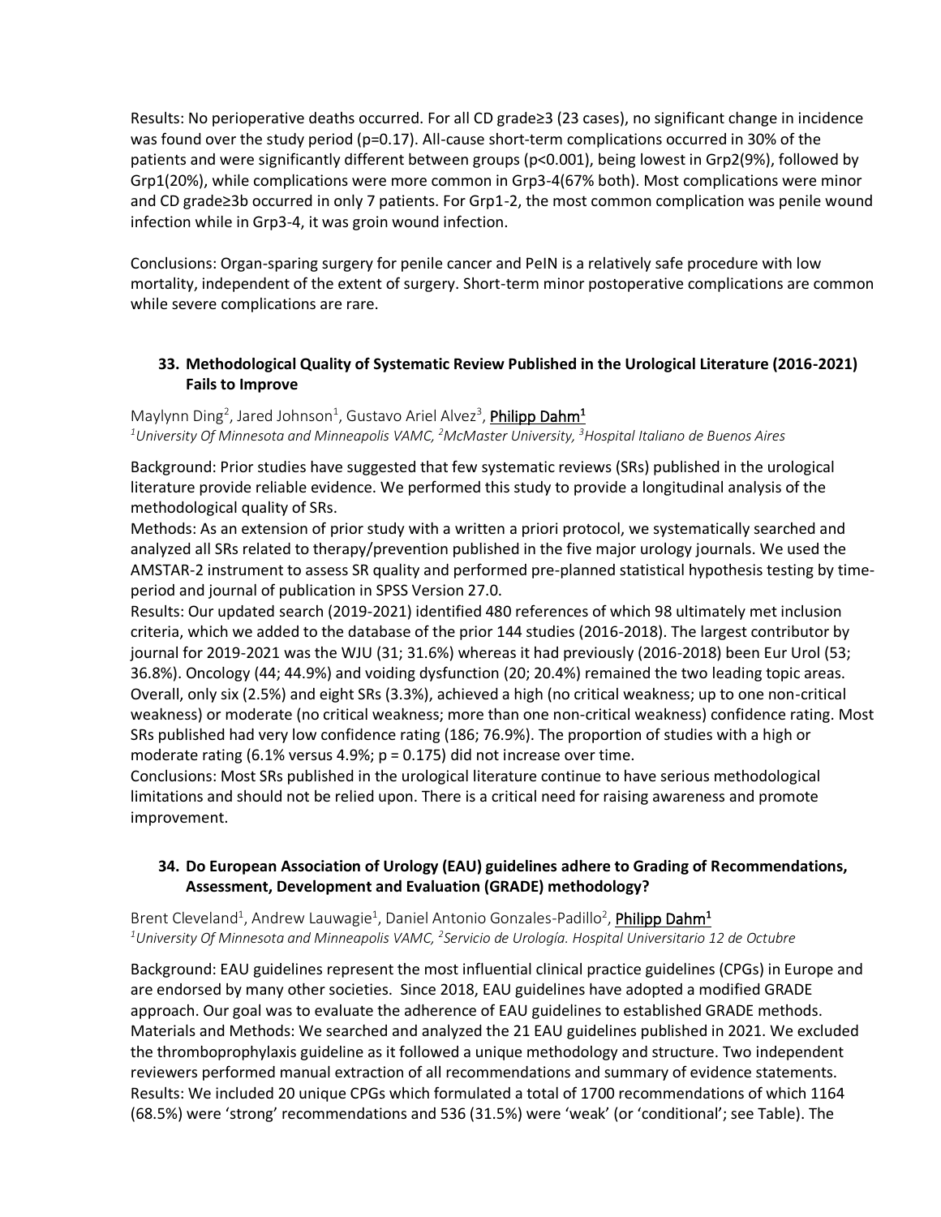Results: No perioperative deaths occurred. For all CD grade≥3 (23 cases), no significant change in incidence was found over the study period (p=0.17). All-cause short-term complications occurred in 30% of the patients and were significantly different between groups (p<0.001), being lowest in Grp2(9%), followed by Grp1(20%), while complications were more common in Grp3-4(67% both). Most complications were minor and CD grade≥3b occurred in only 7 patients. For Grp1-2, the most common complication was penile wound infection while in Grp3-4, it was groin wound infection.

Conclusions: Organ-sparing surgery for penile cancer and PeIN is a relatively safe procedure with low mortality, independent of the extent of surgery. Short-term minor postoperative complications are common while severe complications are rare.

### 33. Methodological Quality of Systematic Review Published in the Urological Literature (2016-2021) Fails to Improve

Maylynn Ding[2], Jared Johnson[1], Gustavo Ariel Alvez[3], Philipp Dahm[1]

[1]*University Of Minnesota and Minneapolis VAMC,* [2]*McMaster University,* [3]*Hospital Italiano de Buenos Aires*

Background: Prior studies have suggested that few systematic reviews (SRs) published in the urological literature provide reliable evidence. We performed this study to provide a longitudinal analysis of the methodological quality of SRs.

Methods: As an extension of prior study with a written a priori protocol, we systematically searched and analyzed all SRs related to therapy/prevention published in the five major urology journals. We used the AMSTAR-2 instrument to assess SR quality and performed pre-planned statistical hypothesis testing by time-period and journal of publication in SPSS Version 27.0.

Results: Our updated search (2019-2021) identified 480 references of which 98 ultimately met inclusion criteria, which we added to the database of the prior 144 studies (2016-2018). The largest contributor by journal for 2019-2021 was the WJU (31; 31.6%) whereas it had previously (2016-2018) been Eur Urol (53; 36.8%). Oncology (44; 44.9%) and voiding dysfunction (20; 20.4%) remained the two leading topic areas. Overall, only six (2.5%) and eight SRs (3.3%), achieved a high (no critical weakness; up to one non-critical weakness) or moderate (no critical weakness; more than one non-critical weakness) confidence rating. Most SRs published had very low confidence rating (186; 76.9%). The proportion of studies with a high or moderate rating (6.1% versus 4.9%; p = 0.175) did not increase over time.

Conclusions: Most SRs published in the urological literature continue to have serious methodological limitations and should not be relied upon. There is a critical need for raising awareness and promote improvement.

### 34. Do European Association of Urology (EAU) guidelines adhere to Grading of Recommendations, Assessment, Development and Evaluation (GRADE) methodology?

Brent Cleveland[1], Andrew Lauwagie[1], Daniel Antonio Gonzales-Padillo[2], Philipp Dahm[1]

[1]*University Of Minnesota and Minneapolis VAMC,* [2]*Servicio de Urología. Hospital Universitario 12 de Octubre*

Background: EAU guidelines represent the most influential clinical practice guidelines (CPGs) in Europe and are endorsed by many other societies. Since 2018, EAU guidelines have adopted a modified GRADE approach. Our goal was to evaluate the adherence of EAU guidelines to established GRADE methods.

Materials and Methods: We searched and analyzed the 21 EAU guidelines published in 2021. We excluded the thromboprophylaxis guideline as it followed a unique methodology and structure. Two independent reviewers performed manual extraction of all recommendations and summary of evidence statements.

Results: We included 20 unique CPGs which formulated a total of 1700 recommendations of which 1164 (68.5%) were 'strong' recommendations and 536 (31.5%) were 'weak' (or 'conditional'; see Table). The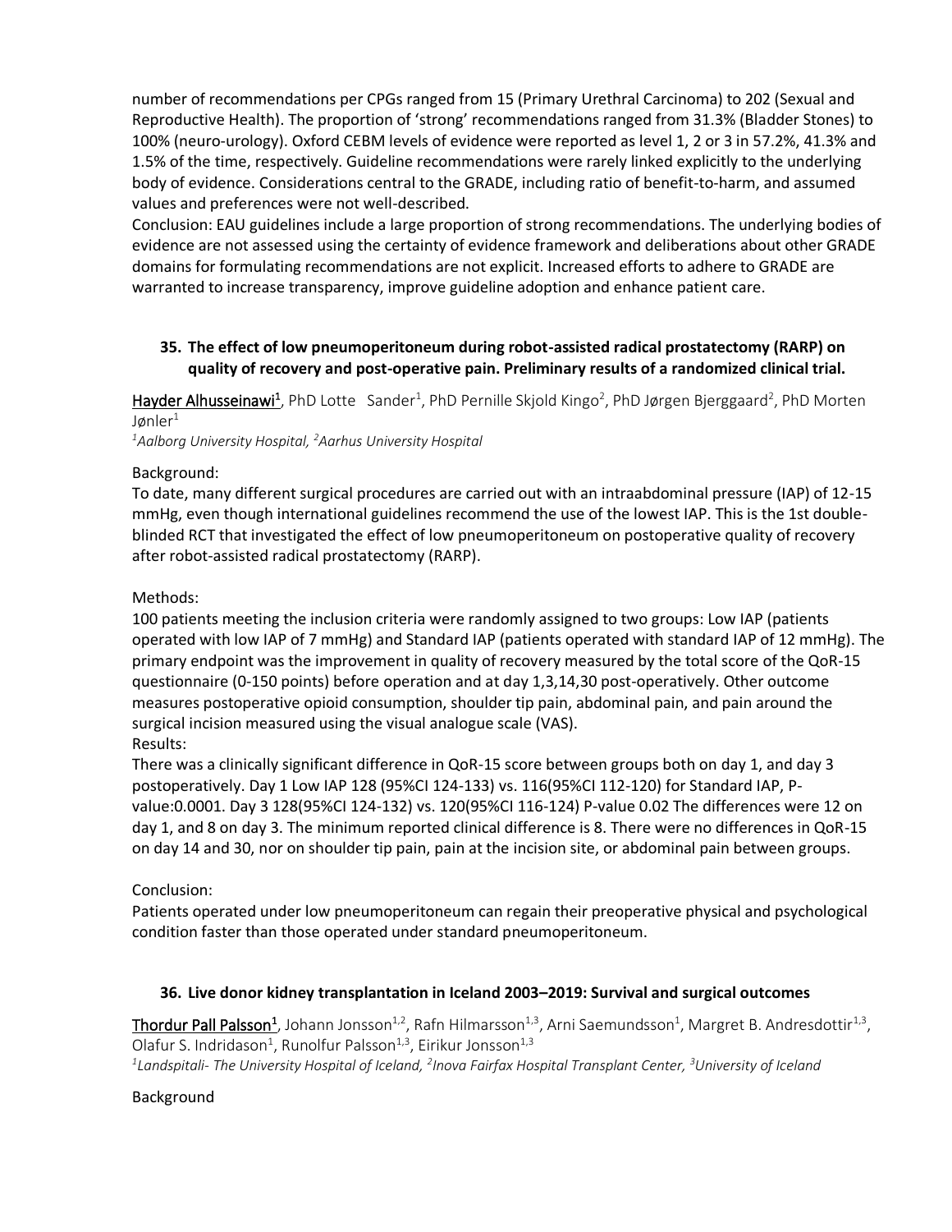number of recommendations per CPGs ranged from 15 (Primary Urethral Carcinoma) to 202 (Sexual and Reproductive Health). The proportion of 'strong' recommendations ranged from 31.3% (Bladder Stones) to 100% (neuro-urology). Oxford CEBM levels of evidence were reported as level 1, 2 or 3 in 57.2%, 41.3% and 1.5% of the time, respectively. Guideline recommendations were rarely linked explicitly to the underlying body of evidence. Considerations central to the GRADE, including ratio of benefit-to-harm, and assumed values and preferences were not well-described.

Conclusion: EAU guidelines include a large proportion of strong recommendations. The underlying bodies of evidence are not assessed using the certainty of evidence framework and deliberations about other GRADE domains for formulating recommendations are not explicit. Increased efforts to adhere to GRADE are warranted to increase transparency, improve guideline adoption and enhance patient care.

### 35. The effect of low pneumoperitoneum during robot-assisted radical prostatectomy (RARP) on quality of recovery and post-operative pain. Preliminary results of a randomized clinical trial.

Hayder Alhusseinawi[1], PhD Lotte Sander[1], PhD Pernille Skjold Kingo[2], PhD Jørgen Bjerggaard[2], PhD Morten Jønler[1]

*[1]Aalborg University Hospital, [2]Aarhus University Hospital*

Background:

To date, many different surgical procedures are carried out with an intraabdominal pressure (IAP) of 12-15 mmHg, even though international guidelines recommend the use of the lowest IAP. This is the 1st double-blinded RCT that investigated the effect of low pneumoperitoneum on postoperative quality of recovery after robot-assisted radical prostatectomy (RARP).

Methods:

100 patients meeting the inclusion criteria were randomly assigned to two groups: Low IAP (patients operated with low IAP of 7 mmHg) and Standard IAP (patients operated with standard IAP of 12 mmHg). The primary endpoint was the improvement in quality of recovery measured by the total score of the QoR-15 questionnaire (0-150 points) before operation and at day 1,3,14,30 post-operatively. Other outcome measures postoperative opioid consumption, shoulder tip pain, abdominal pain, and pain around the surgical incision measured using the visual analogue scale (VAS).

Results:

There was a clinically significant difference in QoR-15 score between groups both on day 1, and day 3 postoperatively. Day 1 Low IAP 128 (95%CI 124-133) vs. 116(95%CI 112-120) for Standard IAP, P-value:0.0001. Day 3 128(95%CI 124-132) vs. 120(95%CI 116-124) P-value 0.02 The differences were 12 on day 1, and 8 on day 3. The minimum reported clinical difference is 8. There were no differences in QoR-15 on day 14 and 30, nor on shoulder tip pain, pain at the incision site, or abdominal pain between groups.

Conclusion:

Patients operated under low pneumoperitoneum can regain their preoperative physical and psychological condition faster than those operated under standard pneumoperitoneum.

### 36. Live donor kidney transplantation in Iceland 2003–2019: Survival and surgical outcomes

Thordur Pall Palsson[1], Johann Jonsson[1,2], Rafn Hilmarsson[1,3], Arni Saemundsson[1], Margret B. Andresdottir[1,3], Olafur S. Indridason[1], Runolfur Palsson[1,3], Eirikur Jonsson[1,3]

*[1]Landspitali- The University Hospital of Iceland, [2]Inova Fairfax Hospital Transplant Center, [3]University of Iceland*

Background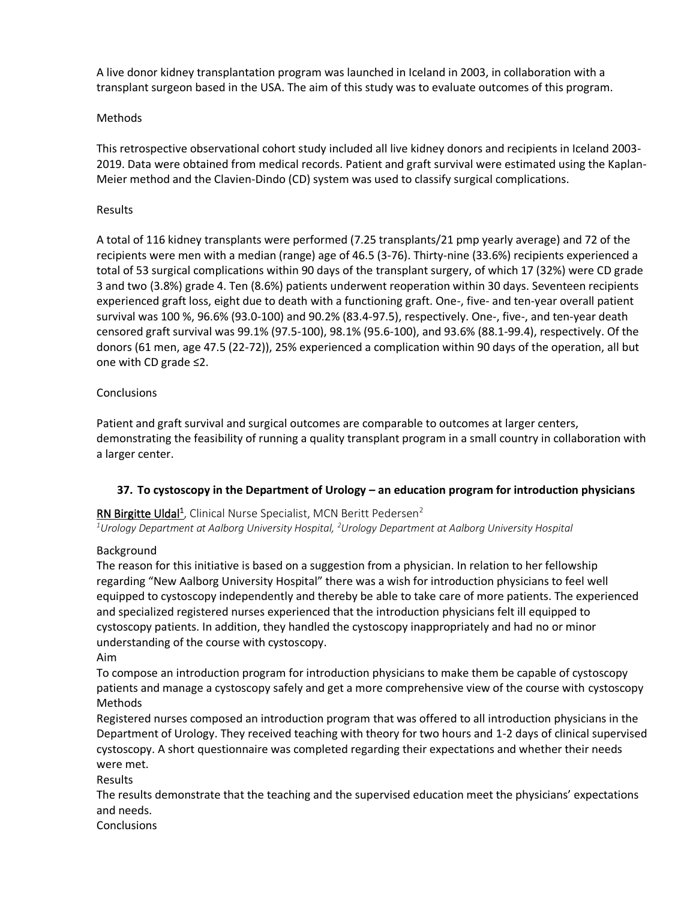A live donor kidney transplantation program was launched in Iceland in 2003, in collaboration with a transplant surgeon based in the USA. The aim of this study was to evaluate outcomes of this program.

Methods

This retrospective observational cohort study included all live kidney donors and recipients in Iceland 2003-2019. Data were obtained from medical records. Patient and graft survival were estimated using the Kaplan-Meier method and the Clavien-Dindo (CD) system was used to classify surgical complications.

Results

A total of 116 kidney transplants were performed (7.25 transplants/21 pmp yearly average) and 72 of the recipients were men with a median (range) age of 46.5 (3-76). Thirty-nine (33.6%) recipients experienced a total of 53 surgical complications within 90 days of the transplant surgery, of which 17 (32%) were CD grade 3 and two (3.8%) grade 4. Ten (8.6%) patients underwent reoperation within 30 days. Seventeen recipients experienced graft loss, eight due to death with a functioning graft. One-, five- and ten-year overall patient survival was 100 %, 96.6% (93.0-100) and 90.2% (83.4-97.5), respectively. One-, five-, and ten-year death censored graft survival was 99.1% (97.5-100), 98.1% (95.6-100), and 93.6% (88.1-99.4), respectively. Of the donors (61 men, age 47.5 (22-72)), 25% experienced a complication within 90 days of the operation, all but one with CD grade ≤2.

Conclusions

Patient and graft survival and surgical outcomes are comparable to outcomes at larger centers, demonstrating the feasibility of running a quality transplant program in a small country in collaboration with a larger center.

### 37. To cystoscopy in the Department of Urology – an education program for introduction physicians

RN Birgitte Uldal[1], Clinical Nurse Specialist, MCN Beritt Pedersen[2]

*[1]Urology Department at Aalborg University Hospital, [2]Urology Department at Aalborg University Hospital*

Background

The reason for this initiative is based on a suggestion from a physician. In relation to her fellowship regarding "New Aalborg University Hospital" there was a wish for introduction physicians to feel well equipped to cystoscopy independently and thereby be able to take care of more patients. The experienced and specialized registered nurses experienced that the introduction physicians felt ill equipped to cystoscopy patients. In addition, they handled the cystoscopy inappropriately and had no or minor understanding of the course with cystoscopy.

Aim

To compose an introduction program for introduction physicians to make them be capable of cystoscopy patients and manage a cystoscopy safely and get a more comprehensive view of the course with cystoscopy

Methods

Registered nurses composed an introduction program that was offered to all introduction physicians in the Department of Urology. They received teaching with theory for two hours and 1-2 days of clinical supervised cystoscopy. A short questionnaire was completed regarding their expectations and whether their needs were met.

Results

The results demonstrate that the teaching and the supervised education meet the physicians' expectations and needs.

Conclusions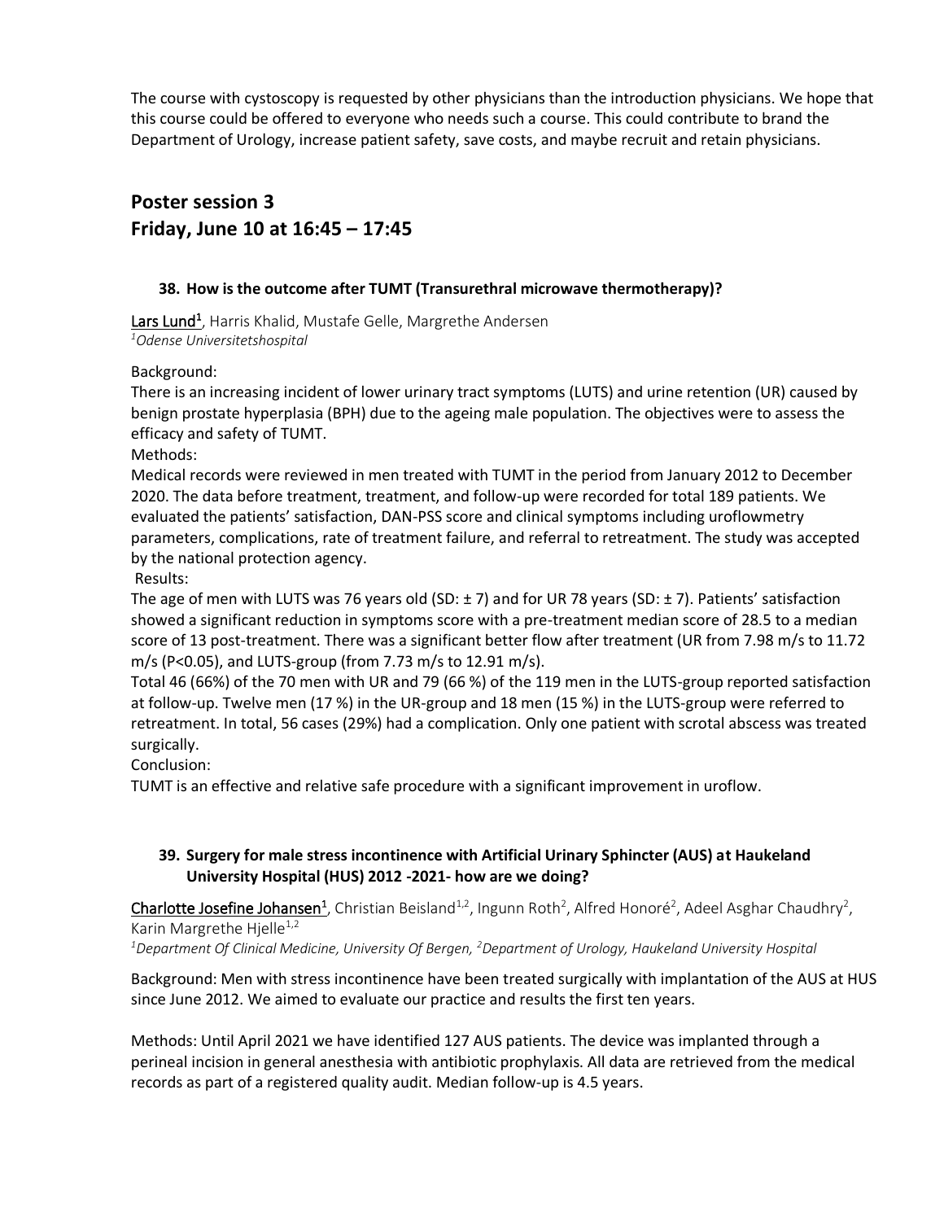The course with cystoscopy is requested by other physicians than the introduction physicians. We hope that this course could be offered to everyone who needs such a course. This could contribute to brand the Department of Urology, increase patient safety, save costs, and maybe recruit and retain physicians.

## Poster session 3
## Friday, June 10 at 16:45 – 17:45

### 38. How is the outcome after TUMT (Transurethral microwave thermotherapy)?

Lars Lund[1], Harris Khalid, Mustafe Gelle, Margrethe Andersen
*[1]Odense Universitetshospital*

Background:
There is an increasing incident of lower urinary tract symptoms (LUTS) and urine retention (UR) caused by benign prostate hyperplasia (BPH) due to the ageing male population. The objectives were to assess the efficacy and safety of TUMT.
Methods:
Medical records were reviewed in men treated with TUMT in the period from January 2012 to December 2020. The data before treatment, treatment, and follow-up were recorded for total 189 patients. We evaluated the patients' satisfaction, DAN-PSS score and clinical symptoms including uroflowmetry parameters, complications, rate of treatment failure, and referral to retreatment. The study was accepted by the national protection agency.
Results:
The age of men with LUTS was 76 years old (SD: ± 7) and for UR 78 years (SD: ± 7). Patients' satisfaction showed a significant reduction in symptoms score with a pre-treatment median score of 28.5 to a median score of 13 post-treatment. There was a significant better flow after treatment (UR from 7.98 m/s to 11.72 m/s ($P<0.05$), and LUTS-group (from 7.73 m/s to 12.91 m/s).
Total 46 (66%) of the 70 men with UR and 79 (66 %) of the 119 men in the LUTS-group reported satisfaction at follow-up. Twelve men (17 %) in the UR-group and 18 men (15 %) in the LUTS-group were referred to retreatment. In total, 56 cases (29%) had a complication. Only one patient with scrotal abscess was treated surgically.
Conclusion:
TUMT is an effective and relative safe procedure with a significant improvement in uroflow.

### 39. Surgery for male stress incontinence with Artificial Urinary Sphincter (AUS) at Haukeland University Hospital (HUS) 2012 -2021- how are we doing?

Charlotte Josefine Johansen[1], Christian Beisland[1,2], Ingunn Roth[2], Alfred Honoré[2], Adeel Asghar Chaudhry[2], Karin Margrethe Hjelle[1,2]
*[1]Department Of Clinical Medicine, University Of Bergen, [2]Department of Urology, Haukeland University Hospital*

Background: Men with stress incontinence have been treated surgically with implantation of the AUS at HUS since June 2012. We aimed to evaluate our practice and results the first ten years.

Methods: Until April 2021 we have identified 127 AUS patients. The device was implanted through a perineal incision in general anesthesia with antibiotic prophylaxis. All data are retrieved from the medical records as part of a registered quality audit. Median follow-up is 4.5 years.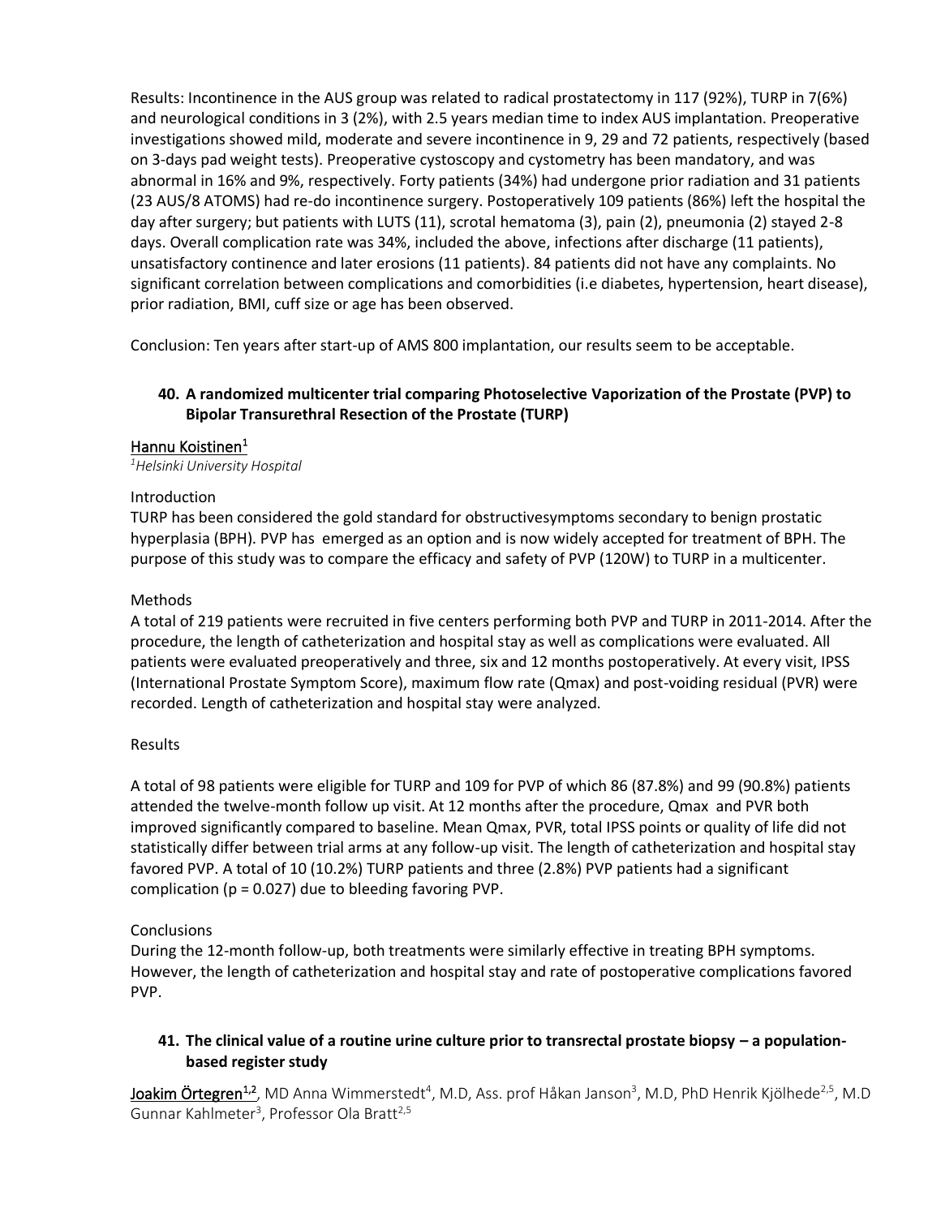Results: Incontinence in the AUS group was related to radical prostatectomy in 117 (92%), TURP in 7(6%) and neurological conditions in 3 (2%), with 2.5 years median time to index AUS implantation. Preoperative investigations showed mild, moderate and severe incontinence in 9, 29 and 72 patients, respectively (based on 3-days pad weight tests). Preoperative cystoscopy and cystometry has been mandatory, and was abnormal in 16% and 9%, respectively. Forty patients (34%) had undergone prior radiation and 31 patients (23 AUS/8 ATOMS) had re-do incontinence surgery. Postoperatively 109 patients (86%) left the hospital the day after surgery; but patients with LUTS (11), scrotal hematoma (3), pain (2), pneumonia (2) stayed 2-8 days. Overall complication rate was 34%, included the above, infections after discharge (11 patients), unsatisfactory continence and later erosions (11 patients). 84 patients did not have any complaints. No significant correlation between complications and comorbidities (i.e diabetes, hypertension, heart disease), prior radiation, BMI, cuff size or age has been observed.

Conclusion: Ten years after start-up of AMS 800 implantation, our results seem to be acceptable.

### 40. A randomized multicenter trial comparing Photoselective Vaporization of the Prostate (PVP) to Bipolar Transurethral Resection of the Prostate (TURP)

Hannu Koistinen[1]

[1]*Helsinki University Hospital*

Introduction

TURP has been considered the gold standard for obstructivesymptoms secondary to benign prostatic hyperplasia (BPH). PVP has emerged as an option and is now widely accepted for treatment of BPH. The purpose of this study was to compare the efficacy and safety of PVP (120W) to TURP in a multicenter.

Methods

A total of 219 patients were recruited in five centers performing both PVP and TURP in 2011-2014. After the procedure, the length of catheterization and hospital stay as well as complications were evaluated. All patients were evaluated preoperatively and three, six and 12 months postoperatively. At every visit, IPSS (International Prostate Symptom Score), maximum flow rate (Qmax) and post-voiding residual (PVR) were recorded. Length of catheterization and hospital stay were analyzed.

Results

A total of 98 patients were eligible for TURP and 109 for PVP of which 86 (87.8%) and 99 (90.8%) patients attended the twelve-month follow up visit. At 12 months after the procedure, Qmax and PVR both improved significantly compared to baseline. Mean Qmax, PVR, total IPSS points or quality of life did not statistically differ between trial arms at any follow-up visit. The length of catheterization and hospital stay favored PVP. A total of 10 (10.2%) TURP patients and three (2.8%) PVP patients had a significant complication ($p = 0.027$) due to bleeding favoring PVP.

Conclusions

During the 12-month follow-up, both treatments were similarly effective in treating BPH symptoms. However, the length of catheterization and hospital stay and rate of postoperative complications favored PVP.

### 41. The clinical value of a routine urine culture prior to transrectal prostate biopsy – a population-based register study

Joakim Örtegren[1,2], MD Anna Wimmerstedt[4], M.D, Ass. prof Håkan Janson[3], M.D, PhD Henrik Kjölhede[2,5], M.D Gunnar Kahlmeter[3], Professor Ola Bratt[2,5]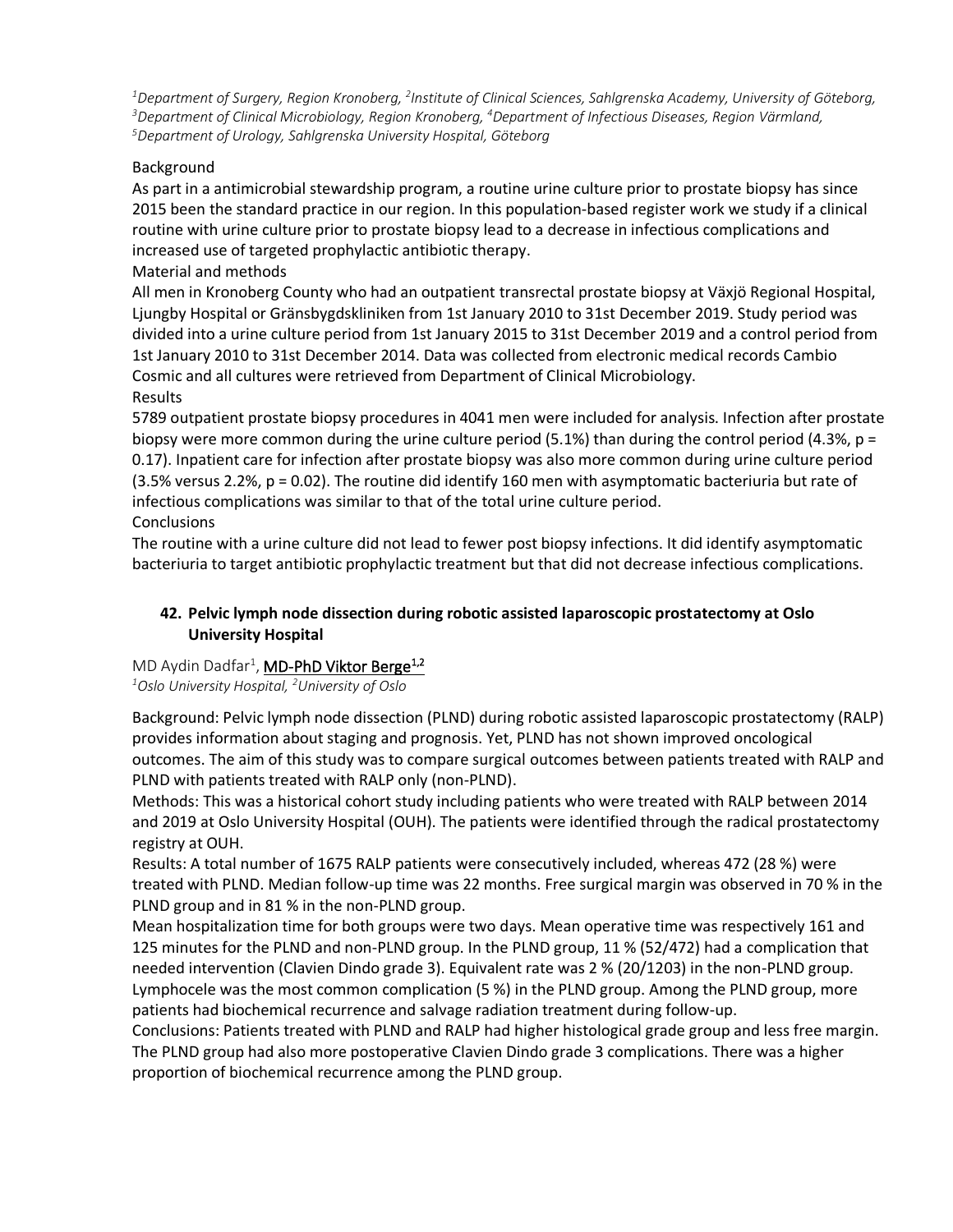[1]*Department of Surgery, Region Kronoberg,* [2]*Institute of Clinical Sciences, Sahlgrenska Academy, University of Göteborg,* [3]*Department of Clinical Microbiology, Region Kronoberg,* [4]*Department of Infectious Diseases, Region Värmland,* [5]*Department of Urology, Sahlgrenska University Hospital, Göteborg*

Background

As part in a antimicrobial stewardship program, a routine urine culture prior to prostate biopsy has since 2015 been the standard practice in our region. In this population-based register work we study if a clinical routine with urine culture prior to prostate biopsy lead to a decrease in infectious complications and increased use of targeted prophylactic antibiotic therapy.

Material and methods

All men in Kronoberg County who had an outpatient transrectal prostate biopsy at Växjö Regional Hospital, Ljungby Hospital or Gränsbygdskliniken from 1st January 2010 to 31st December 2019. Study period was divided into a urine culture period from 1st January 2015 to 31st December 2019 and a control period from 1st January 2010 to 31st December 2014. Data was collected from electronic medical records Cambio Cosmic and all cultures were retrieved from Department of Clinical Microbiology.

Results

5789 outpatient prostate biopsy procedures in 4041 men were included for analysis. Infection after prostate biopsy were more common during the urine culture period (5.1%) than during the control period (4.3%, $p = 0.17$). Inpatient care for infection after prostate biopsy was also more common during urine culture period (3.5% versus 2.2%, $p = 0.02$). The routine did identify 160 men with asymptomatic bacteriuria but rate of infectious complications was similar to that of the total urine culture period.

Conclusions

The routine with a urine culture did not lead to fewer post biopsy infections. It did identify asymptomatic bacteriuria to target antibiotic prophylactic treatment but that did not decrease infectious complications.

## 42. Pelvic lymph node dissection during robotic assisted laparoscopic prostatectomy at Oslo University Hospital

MD Aydin Dadfar[1], MD-PhD Viktor Berge[1,2]

[1]*Oslo University Hospital,* [2]*University of Oslo*

Background: Pelvic lymph node dissection (PLND) during robotic assisted laparoscopic prostatectomy (RALP) provides information about staging and prognosis. Yet, PLND has not shown improved oncological outcomes. The aim of this study was to compare surgical outcomes between patients treated with RALP and PLND with patients treated with RALP only (non-PLND).

Methods: This was a historical cohort study including patients who were treated with RALP between 2014 and 2019 at Oslo University Hospital (OUH). The patients were identified through the radical prostatectomy registry at OUH.

Results: A total number of 1675 RALP patients were consecutively included, whereas 472 (28 %) were treated with PLND. Median follow-up time was 22 months. Free surgical margin was observed in 70 % in the PLND group and in 81 % in the non-PLND group.

Mean hospitalization time for both groups were two days. Mean operative time was respectively 161 and 125 minutes for the PLND and non-PLND group. In the PLND group, 11 % (52/472) had a complication that needed intervention (Clavien Dindo grade 3). Equivalent rate was 2 % (20/1203) in the non-PLND group. Lymphocele was the most common complication (5 %) in the PLND group. Among the PLND group, more patients had biochemical recurrence and salvage radiation treatment during follow-up.

Conclusions: Patients treated with PLND and RALP had higher histological grade group and less free margin. The PLND group had also more postoperative Clavien Dindo grade 3 complications. There was a higher proportion of biochemical recurrence among the PLND group.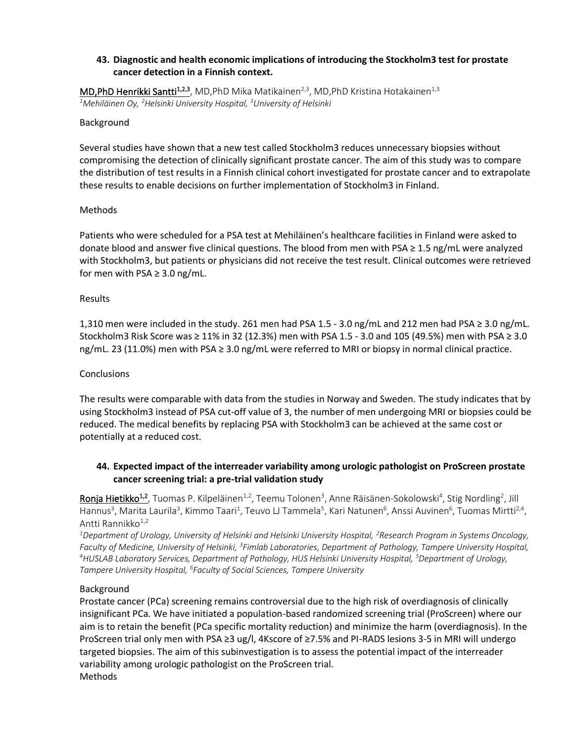### 43. Diagnostic and health economic implications of introducing the Stockholm3 test for prostate cancer detection in a Finnish context.

MD,PhD Henrikki Santti[1,2,3], MD,PhD Mika Matikainen[2,3], MD,PhD Kristina Hotakainen[1,3]

*[1]Mehiläinen Oy, [2]Helsinki University Hospital, [3]University of Helsinki*

Background

Several studies have shown that a new test called Stockholm3 reduces unnecessary biopsies without compromising the detection of clinically significant prostate cancer. The aim of this study was to compare the distribution of test results in a Finnish clinical cohort investigated for prostate cancer and to extrapolate these results to enable decisions on further implementation of Stockholm3 in Finland.

Methods

Patients who were scheduled for a PSA test at Mehiläinen's healthcare facilities in Finland were asked to donate blood and answer five clinical questions. The blood from men with PSA ≥ 1.5 ng/mL were analyzed with Stockholm3, but patients or physicians did not receive the test result. Clinical outcomes were retrieved for men with PSA ≥ 3.0 ng/mL.

Results

1,310 men were included in the study. 261 men had PSA 1.5 - 3.0 ng/mL and 212 men had PSA ≥ 3.0 ng/mL. Stockholm3 Risk Score was ≥ 11% in 32 (12.3%) men with PSA 1.5 - 3.0 and 105 (49.5%) men with PSA ≥ 3.0 ng/mL. 23 (11.0%) men with PSA ≥ 3.0 ng/mL were referred to MRI or biopsy in normal clinical practice.

Conclusions

The results were comparable with data from the studies in Norway and Sweden. The study indicates that by using Stockholm3 instead of PSA cut-off value of 3, the number of men undergoing MRI or biopsies could be reduced. The medical benefits by replacing PSA with Stockholm3 can be achieved at the same cost or potentially at a reduced cost.

### 44. Expected impact of the interreader variability among urologic pathologist on ProScreen prostate cancer screening trial: a pre-trial validation study

Ronja Hietikko[1,2], Tuomas P. Kilpeläinen[1,2], Teemu Tolonen[3], Anne Räisänen-Sokolowski[4], Stig Nordling[2], Jill Hannus[3], Marita Laurila[3], Kimmo Taari[1], Teuvo LJ Tammela[5], Kari Natunen[6], Anssi Auvinen[6], Tuomas Mirtti[2,4], Antti Rannikko[1,2]

*[1]Department of Urology, University of Helsinki and Helsinki University Hospital, [2]Research Program in Systems Oncology, Faculty of Medicine, University of Helsinki, [3]Fimlab Laboratories, Department of Pathology, Tampere University Hospital, [4]HUSLAB Laboratory Services, Department of Pathology, HUS Helsinki University Hospital, [5]Department of Urology, Tampere University Hospital, [6]Faculty of Social Sciences, Tampere University*

Background

Prostate cancer (PCa) screening remains controversial due to the high risk of overdiagnosis of clinically insignificant PCa. We have initiated a population-based randomized screening trial (ProScreen) where our aim is to retain the benefit (PCa specific mortality reduction) and minimize the harm (overdiagnosis). In the ProScreen trial only men with PSA ≥3 ug/l, 4Kscore of ≥7.5% and PI-RADS lesions 3-5 in MRI will undergo targeted biopsies. The aim of this subinvestigation is to assess the potential impact of the interreader variability among urologic pathologist on the ProScreen trial.

Methods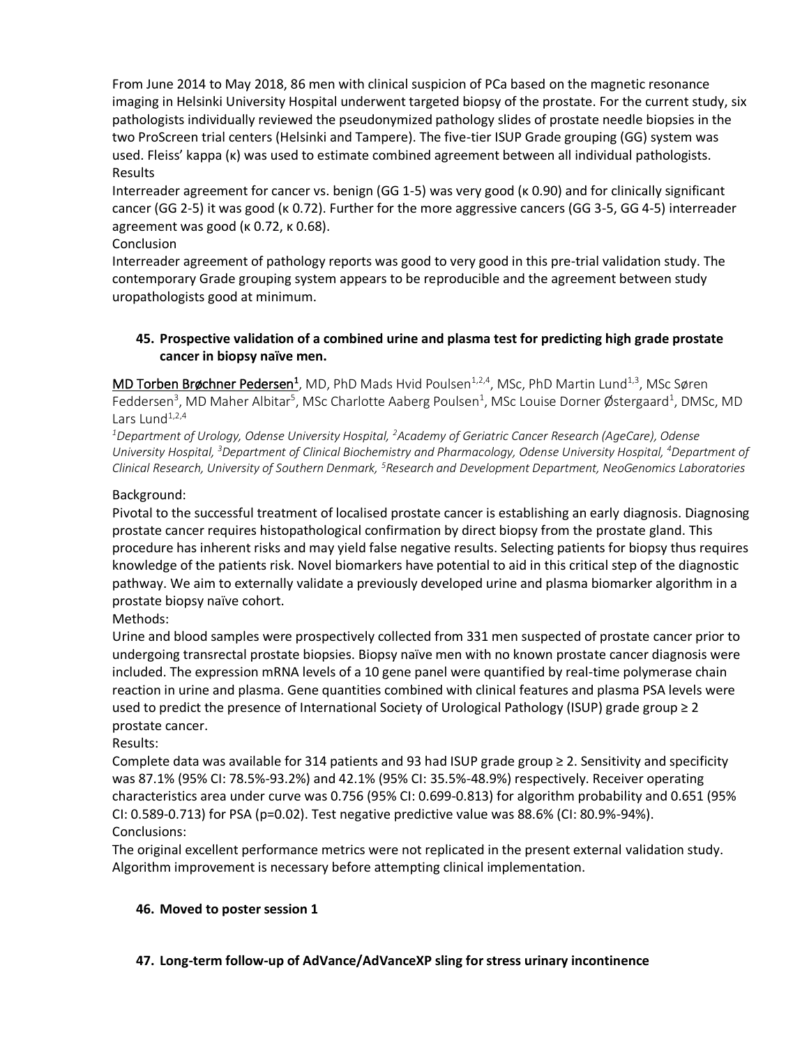From June 2014 to May 2018, 86 men with clinical suspicion of PCa based on the magnetic resonance imaging in Helsinki University Hospital underwent targeted biopsy of the prostate. For the current study, six pathologists individually reviewed the pseudonymized pathology slides of prostate needle biopsies in the two ProScreen trial centers (Helsinki and Tampere). The five-tier ISUP Grade grouping (GG) system was used. Fleiss' kappa (κ) was used to estimate combined agreement between all individual pathologists.
Results
Interreader agreement for cancer vs. benign (GG 1-5) was very good (κ 0.90) and for clinically significant cancer (GG 2-5) it was good (κ 0.72). Further for the more aggressive cancers (GG 3-5, GG 4-5) interreader agreement was good (κ 0.72, κ 0.68).
Conclusion
Interreader agreement of pathology reports was good to very good in this pre-trial validation study. The contemporary Grade grouping system appears to be reproducible and the agreement between study uropathologists good at minimum.

### 45. Prospective validation of a combined urine and plasma test for predicting high grade prostate cancer in biopsy naïve men.

MD Torben Brøchner Pedersen[1], MD, PhD Mads Hvid Poulsen[1,2,4], MSc, PhD Martin Lund[1,3], MSc Søren Feddersen[3], MD Maher Albitar[5], MSc Charlotte Aaberg Poulsen[1], MSc Louise Dorner Østergaard[1], DMSc, MD Lars Lund[1,2,4]

*[1]Department of Urology, Odense University Hospital, [2]Academy of Geriatric Cancer Research (AgeCare), Odense University Hospital, [3]Department of Clinical Biochemistry and Pharmacology, Odense University Hospital, [4]Department of Clinical Research, University of Southern Denmark, [5]Research and Development Department, NeoGenomics Laboratories*

Background:
Pivotal to the successful treatment of localised prostate cancer is establishing an early diagnosis. Diagnosing prostate cancer requires histopathological confirmation by direct biopsy from the prostate gland. This procedure has inherent risks and may yield false negative results. Selecting patients for biopsy thus requires knowledge of the patients risk. Novel biomarkers have potential to aid in this critical step of the diagnostic pathway. We aim to externally validate a previously developed urine and plasma biomarker algorithm in a prostate biopsy naïve cohort.
Methods:
Urine and blood samples were prospectively collected from 331 men suspected of prostate cancer prior to undergoing transrectal prostate biopsies. Biopsy naïve men with no known prostate cancer diagnosis were included. The expression mRNA levels of a 10 gene panel were quantified by real-time polymerase chain reaction in urine and plasma. Gene quantities combined with clinical features and plasma PSA levels were used to predict the presence of International Society of Urological Pathology (ISUP) grade group ≥ 2 prostate cancer.
Results:
Complete data was available for 314 patients and 93 had ISUP grade group ≥ 2. Sensitivity and specificity was 87.1% (95% CI: 78.5%-93.2%) and 42.1% (95% CI: 35.5%-48.9%) respectively. Receiver operating characteristics area under curve was 0.756 (95% CI: 0.699-0.813) for algorithm probability and 0.651 (95% CI: 0.589-0.713) for PSA (p=0.02). Test negative predictive value was 88.6% (CI: 80.9%-94%).
Conclusions:
The original excellent performance metrics were not replicated in the present external validation study. Algorithm improvement is necessary before attempting clinical implementation.

### 46. Moved to poster session 1

### 47. Long-term follow-up of AdVance/AdVanceXP sling for stress urinary incontinence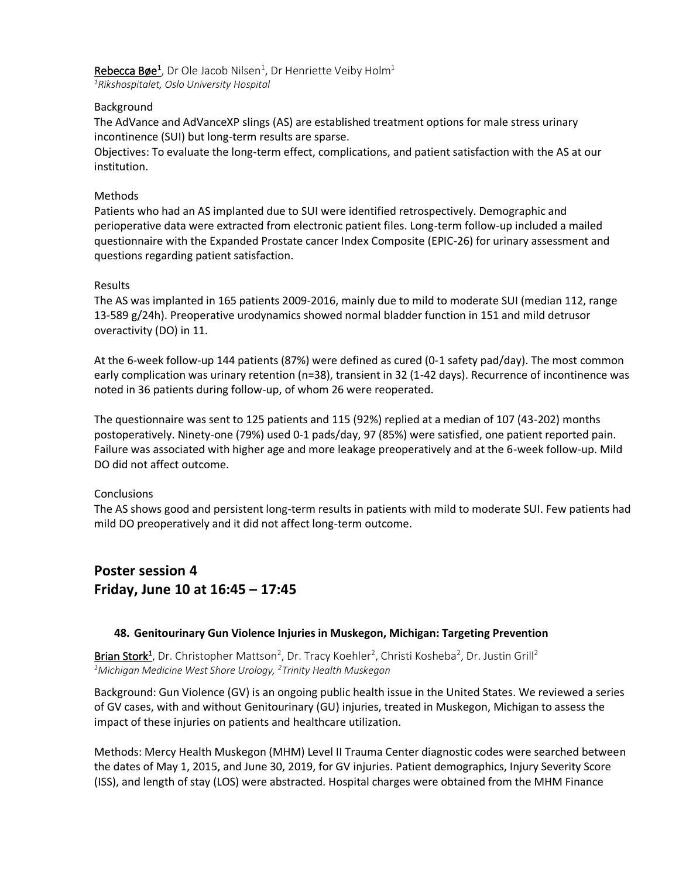Rebecca Bøe[1], Dr Ole Jacob Nilsen[1], Dr Henriette Veiby Holm[1]
*[1]Rikshospitalet, Oslo University Hospital*

Background
The AdVance and AdVanceXP slings (AS) are established treatment options for male stress urinary incontinence (SUI) but long-term results are sparse.
Objectives: To evaluate the long-term effect, complications, and patient satisfaction with the AS at our institution.

Methods
Patients who had an AS implanted due to SUI were identified retrospectively. Demographic and perioperative data were extracted from electronic patient files. Long-term follow-up included a mailed questionnaire with the Expanded Prostate cancer Index Composite (EPIC-26) for urinary assessment and questions regarding patient satisfaction.

Results
The AS was implanted in 165 patients 2009-2016, mainly due to mild to moderate SUI (median 112, range 13-589 g/24h). Preoperative urodynamics showed normal bladder function in 151 and mild detrusor overactivity (DO) in 11.

At the 6-week follow-up 144 patients (87%) were defined as cured (0-1 safety pad/day). The most common early complication was urinary retention (n=38), transient in 32 (1-42 days). Recurrence of incontinence was noted in 36 patients during follow-up, of whom 26 were reoperated.

The questionnaire was sent to 125 patients and 115 (92%) replied at a median of 107 (43-202) months postoperatively. Ninety-one (79%) used 0-1 pads/day, 97 (85%) were satisfied, one patient reported pain. Failure was associated with higher age and more leakage preoperatively and at the 6-week follow-up. Mild DO did not affect outcome.

Conclusions
The AS shows good and persistent long-term results in patients with mild to moderate SUI. Few patients had mild DO preoperatively and it did not affect long-term outcome.

## Poster session 4
## Friday, June 10 at 16:45 – 17:45

### 48. Genitourinary Gun Violence Injuries in Muskegon, Michigan: Targeting Prevention

Brian Stork[1], Dr. Christopher Mattson[2], Dr. Tracy Koehler[2], Christi Kosheba[2], Dr. Justin Grill[2]
*[1]Michigan Medicine West Shore Urology, [2]Trinity Health Muskegon*

Background: Gun Violence (GV) is an ongoing public health issue in the United States. We reviewed a series of GV cases, with and without Genitourinary (GU) injuries, treated in Muskegon, Michigan to assess the impact of these injuries on patients and healthcare utilization.

Methods: Mercy Health Muskegon (MHM) Level II Trauma Center diagnostic codes were searched between the dates of May 1, 2015, and June 30, 2019, for GV injuries. Patient demographics, Injury Severity Score (ISS), and length of stay (LOS) were abstracted. Hospital charges were obtained from the MHM Finance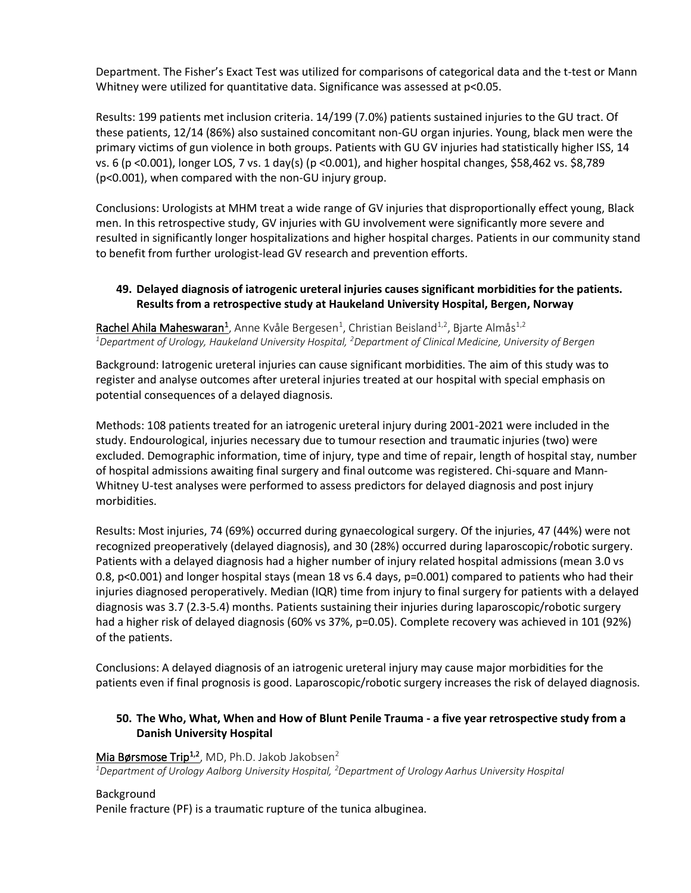Department. The Fisher's Exact Test was utilized for comparisons of categorical data and the t-test or Mann Whitney were utilized for quantitative data. Significance was assessed at $p<0.05$.

Results: 199 patients met inclusion criteria. 14/199 (7.0%) patients sustained injuries to the GU tract. Of these patients, 12/14 (86%) also sustained concomitant non-GU organ injuries. Young, black men were the primary victims of gun violence in both groups. Patients with GU GV injuries had statistically higher ISS, 14 vs. 6 ($p<0.001$), longer LOS, 7 vs. 1 day(s) ($p<0.001$), and higher hospital changes, $58,462 vs. $8,789 ($p<0.001$), when compared with the non-GU injury group.

Conclusions: Urologists at MHM treat a wide range of GV injuries that disproportionally effect young, Black men. In this retrospective study, GV injuries with GU involvement were significantly more severe and resulted in significantly longer hospitalizations and higher hospital charges. Patients in our community stand to benefit from further urologist-lead GV research and prevention efforts.

### 49. Delayed diagnosis of iatrogenic ureteral injuries causes significant morbidities for the patients. Results from a retrospective study at Haukeland University Hospital, Bergen, Norway

Rachel Ahila Maheswaran[1], Anne Kvåle Bergesen[1], Christian Beisland[1,2], Bjarte Almås[1,2]

*[1]Department of Urology, Haukeland University Hospital, [2]Department of Clinical Medicine, University of Bergen*

Background: Iatrogenic ureteral injuries can cause significant morbidities. The aim of this study was to register and analyse outcomes after ureteral injuries treated at our hospital with special emphasis on potential consequences of a delayed diagnosis.

Methods: 108 patients treated for an iatrogenic ureteral injury during 2001-2021 were included in the study. Endourological, injuries necessary due to tumour resection and traumatic injuries (two) were excluded. Demographic information, time of injury, type and time of repair, length of hospital stay, number of hospital admissions awaiting final surgery and final outcome was registered. Chi-square and Mann-Whitney U-test analyses were performed to assess predictors for delayed diagnosis and post injury morbidities.

Results: Most injuries, 74 (69%) occurred during gynaecological surgery. Of the injuries, 47 (44%) were not recognized preoperatively (delayed diagnosis), and 30 (28%) occurred during laparoscopic/robotic surgery. Patients with a delayed diagnosis had a higher number of injury related hospital admissions (mean 3.0 vs 0.8, $p<0.001$) and longer hospital stays (mean 18 vs 6.4 days, $p=0.001$) compared to patients who had their injuries diagnosed peroperatively. Median (IQR) time from injury to final surgery for patients with a delayed diagnosis was 3.7 (2.3-5.4) months. Patients sustaining their injuries during laparoscopic/robotic surgery had a higher risk of delayed diagnosis (60% vs 37%, $p=0.05$). Complete recovery was achieved in 101 (92%) of the patients.

Conclusions: A delayed diagnosis of an iatrogenic ureteral injury may cause major morbidities for the patients even if final prognosis is good. Laparoscopic/robotic surgery increases the risk of delayed diagnosis.

### 50. The Who, What, When and How of Blunt Penile Trauma - a five year retrospective study from a Danish University Hospital

Mia Børsmose Trip[1,2], MD, Ph.D. Jakob Jakobsen[2]

*[1]Department of Urology Aalborg University Hospital, [2]Department of Urology Aarhus University Hospital*

Background

Penile fracture (PF) is a traumatic rupture of the tunica albuginea.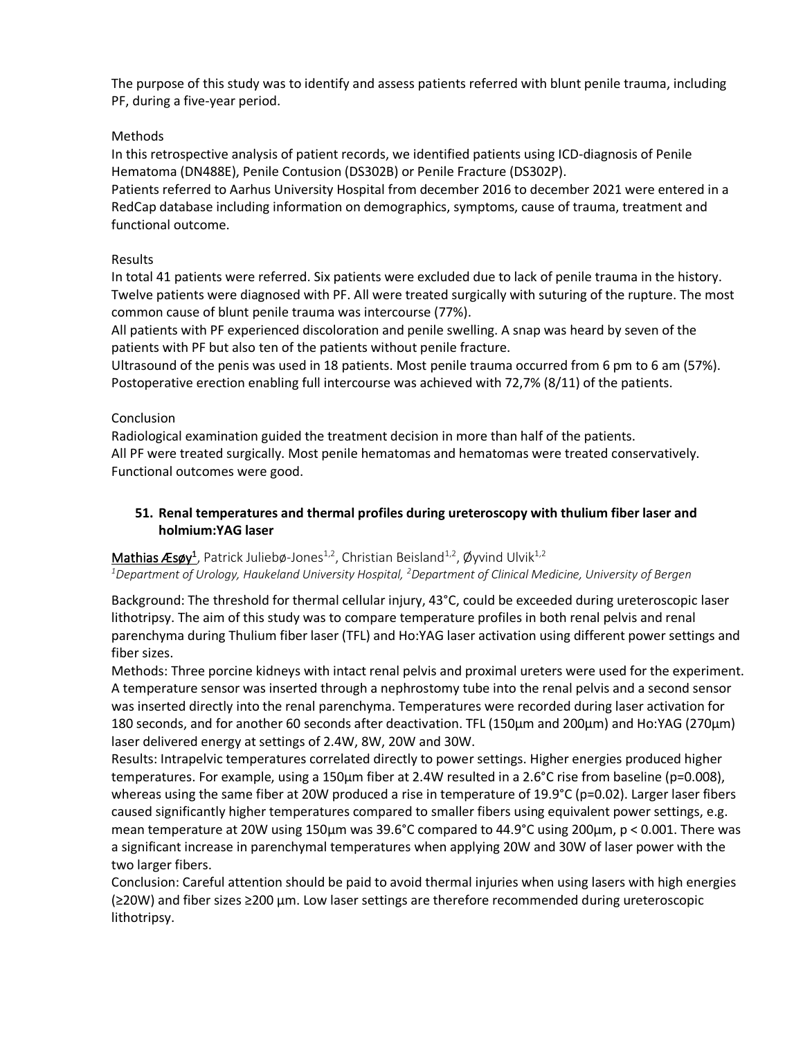The purpose of this study was to identify and assess patients referred with blunt penile trauma, including PF, during a five-year period.

Methods

In this retrospective analysis of patient records, we identified patients using ICD-diagnosis of Penile Hematoma (DN488E), Penile Contusion (DS302B) or Penile Fracture (DS302P).

Patients referred to Aarhus University Hospital from december 2016 to december 2021 were entered in a RedCap database including information on demographics, symptoms, cause of trauma, treatment and functional outcome.

Results

In total 41 patients were referred. Six patients were excluded due to lack of penile trauma in the history. Twelve patients were diagnosed with PF. All were treated surgically with suturing of the rupture. The most common cause of blunt penile trauma was intercourse (77%).

All patients with PF experienced discoloration and penile swelling. A snap was heard by seven of the patients with PF but also ten of the patients without penile fracture.

Ultrasound of the penis was used in 18 patients. Most penile trauma occurred from 6 pm to 6 am (57%). Postoperative erection enabling full intercourse was achieved with 72,7% (8/11) of the patients.

Conclusion

Radiological examination guided the treatment decision in more than half of the patients.

All PF were treated surgically. Most penile hematomas and hematomas were treated conservatively. Functional outcomes were good.

## 51. Renal temperatures and thermal profiles during ureteroscopy with thulium fiber laser and holmium:YAG laser

Mathias Æsøy[1], Patrick Juliebø-Jones[1,2], Christian Beisland[1,2], Øyvind Ulvik[1,2]

*[1]Department of Urology, Haukeland University Hospital, [2]Department of Clinical Medicine, University of Bergen*

Background: The threshold for thermal cellular injury, 43°C, could be exceeded during ureteroscopic laser lithotripsy. The aim of this study was to compare temperature profiles in both renal pelvis and renal parenchyma during Thulium fiber laser (TFL) and Ho:YAG laser activation using different power settings and fiber sizes.

Methods: Three porcine kidneys with intact renal pelvis and proximal ureters were used for the experiment. A temperature sensor was inserted through a nephrostomy tube into the renal pelvis and a second sensor was inserted directly into the renal parenchyma. Temperatures were recorded during laser activation for 180 seconds, and for another 60 seconds after deactivation. TFL (150µm and 200µm) and Ho:YAG (270µm) laser delivered energy at settings of 2.4W, 8W, 20W and 30W.

Results: Intrapelvic temperatures correlated directly to power settings. Higher energies produced higher temperatures. For example, using a 150µm fiber at 2.4W resulted in a 2.6°C rise from baseline ($p=0.008$), whereas using the same fiber at 20W produced a rise in temperature of 19.9°C ($p=0.02$). Larger laser fibers caused significantly higher temperatures compared to smaller fibers using equivalent power settings, e.g. mean temperature at 20W using 150µm was 39.6°C compared to 44.9°C using 200µm, $p < 0.001$. There was a significant increase in parenchymal temperatures when applying 20W and 30W of laser power with the two larger fibers.

Conclusion: Careful attention should be paid to avoid thermal injuries when using lasers with high energies (≥20W) and fiber sizes ≥200 µm. Low laser settings are therefore recommended during ureteroscopic lithotripsy.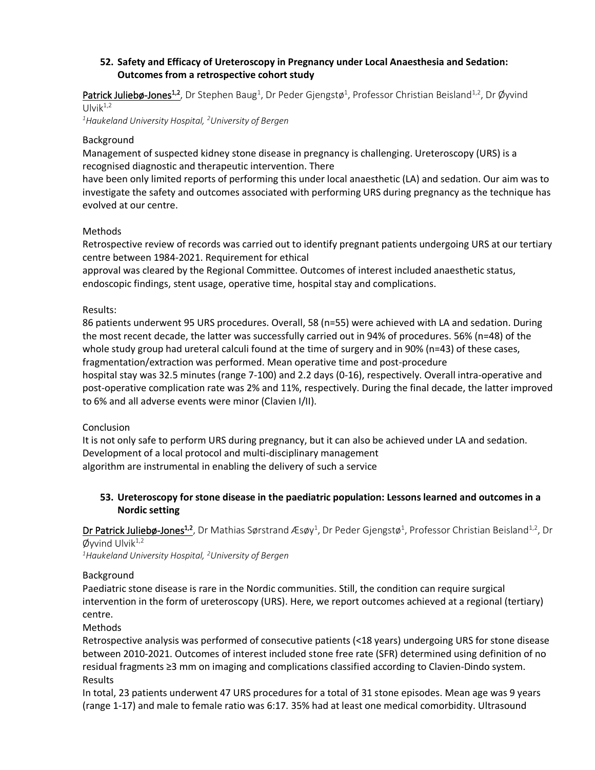### 52. Safety and Efficacy of Ureteroscopy in Pregnancy under Local Anaesthesia and Sedation: Outcomes from a retrospective cohort study

Patrick Juliebø-Jones[1,2], Dr Stephen Baug[1], Dr Peder Gjengstø[1], Professor Christian Beisland[1,2], Dr Øyvind Ulvik[1,2]

*[1]Haukeland University Hospital, [2]University of Bergen*

Background

Management of suspected kidney stone disease in pregnancy is challenging. Ureteroscopy (URS) is a recognised diagnostic and therapeutic intervention. There have been only limited reports of performing this under local anaesthetic (LA) and sedation. Our aim was to investigate the safety and outcomes associated with performing URS during pregnancy as the technique has evolved at our centre.

Methods

Retrospective review of records was carried out to identify pregnant patients undergoing URS at our tertiary centre between 1984-2021. Requirement for ethical approval was cleared by the Regional Committee. Outcomes of interest included anaesthetic status, endoscopic findings, stent usage, operative time, hospital stay and complications.

Results:

86 patients underwent 95 URS procedures. Overall, 58 (n=55) were achieved with LA and sedation. During the most recent decade, the latter was successfully carried out in 94% of procedures. 56% (n=48) of the whole study group had ureteral calculi found at the time of surgery and in 90% (n=43) of these cases, fragmentation/extraction was performed. Mean operative time and post-procedure hospital stay was 32.5 minutes (range 7-100) and 2.2 days (0-16), respectively. Overall intra-operative and post-operative complication rate was 2% and 11%, respectively. During the final decade, the latter improved to 6% and all adverse events were minor (Clavien I/II).

Conclusion

It is not only safe to perform URS during pregnancy, but it can also be achieved under LA and sedation. Development of a local protocol and multi-disciplinary management algorithm are instrumental in enabling the delivery of such a service

### 53. Ureteroscopy for stone disease in the paediatric population: Lessons learned and outcomes in a Nordic setting

Dr Patrick Juliebø-Jones[1,2], Dr Mathias Sørstrand Æsøy[1], Dr Peder Gjengstø[1], Professor Christian Beisland[1,2], Dr Øyvind Ulvik[1,2]

*[1]Haukeland University Hospital, [2]University of Bergen*

Background

Paediatric stone disease is rare in the Nordic communities. Still, the condition can require surgical intervention in the form of ureteroscopy (URS). Here, we report outcomes achieved at a regional (tertiary) centre.

Methods

Retrospective analysis was performed of consecutive patients (<18 years) undergoing URS for stone disease between 2010-2021. Outcomes of interest included stone free rate (SFR) determined using definition of no residual fragments ≥3 mm on imaging and complications classified according to Clavien-Dindo system.

Results

In total, 23 patients underwent 47 URS procedures for a total of 31 stone episodes. Mean age was 9 years (range 1-17) and male to female ratio was 6:17. 35% had at least one medical comorbidity. Ultrasound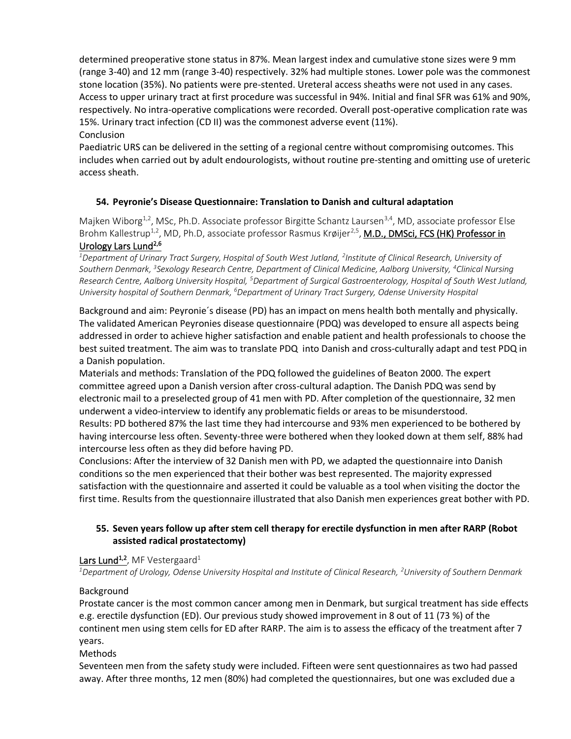determined preoperative stone status in 87%. Mean largest index and cumulative stone sizes were 9 mm (range 3-40) and 12 mm (range 3-40) respectively. 32% had multiple stones. Lower pole was the commonest stone location (35%). No patients were pre-stented. Ureteral access sheaths were not used in any cases. Access to upper urinary tract at first procedure was successful in 94%. Initial and final SFR was 61% and 90%, respectively. No intra-operative complications were recorded. Overall post-operative complication rate was 15%. Urinary tract infection (CD II) was the commonest adverse event (11%).

Conclusion

Paediatric URS can be delivered in the setting of a regional centre without compromising outcomes. This includes when carried out by adult endourologists, without routine pre-stenting and omitting use of ureteric access sheath.

### 54. Peyronie's Disease Questionnaire: Translation to Danish and cultural adaptation

Majken Wiborg[1,2], MSc, Ph.D. Associate professor Birgitte Schantz Laursen[3,4], MD, associate professor Else Brohm Kallestrup[1,2], MD, Ph.D, associate professor Rasmus Krøijer[2,5], M.D., DMSci, FCS (HK) Professor in Urology Lars Lund[2,6]

*[1]Department of Urinary Tract Surgery, Hospital of South West Jutland, [2]Institute of Clinical Research, University of Southern Denmark, [3]Sexology Research Centre, Department of Clinical Medicine, Aalborg University, [4]Clinical Nursing Research Centre, Aalborg University Hospital, [5]Department of Surgical Gastroenterology, Hospital of South West Jutland, University hospital of Southern Denmark, [6]Department of Urinary Tract Surgery, Odense University Hospital*

Background and aim: Peyronie´s disease (PD) has an impact on mens health both mentally and physically. The validated American Peyronies disease questionnaire (PDQ) was developed to ensure all aspects being addressed in order to achieve higher satisfaction and enable patient and health professionals to choose the best suited treatment. The aim was to translate PDQ into Danish and cross-culturally adapt and test PDQ in a Danish population.

Materials and methods: Translation of the PDQ followed the guidelines of Beaton 2000. The expert committee agreed upon a Danish version after cross-cultural adaption. The Danish PDQ was send by electronic mail to a preselected group of 41 men with PD. After completion of the questionnaire, 32 men underwent a video-interview to identify any problematic fields or areas to be misunderstood.

Results: PD bothered 87% the last time they had intercourse and 93% men experienced to be bothered by having intercourse less often. Seventy-three were bothered when they looked down at them self, 88% had intercourse less often as they did before having PD.

Conclusions: After the interview of 32 Danish men with PD, we adapted the questionnaire into Danish conditions so the men experienced that their bother was best represented. The majority expressed satisfaction with the questionnaire and asserted it could be valuable as a tool when visiting the doctor the first time. Results from the questionnaire illustrated that also Danish men experiences great bother with PD.

### 55. Seven years follow up after stem cell therapy for erectile dysfunction in men after RARP (Robot assisted radical prostatectomy)

Lars Lund[1,2], MF Vestergaard[1]

*[1]Department of Urology, Odense University Hospital and Institute of Clinical Research, [2]University of Southern Denmark*

Background

Prostate cancer is the most common cancer among men in Denmark, but surgical treatment has side effects e.g. erectile dysfunction (ED). Our previous study showed improvement in 8 out of 11 (73 %) of the continent men using stem cells for ED after RARP. The aim is to assess the efficacy of the treatment after 7 years.

Methods

Seventeen men from the safety study were included. Fifteen were sent questionnaires as two had passed away. After three months, 12 men (80%) had completed the questionnaires, but one was excluded due a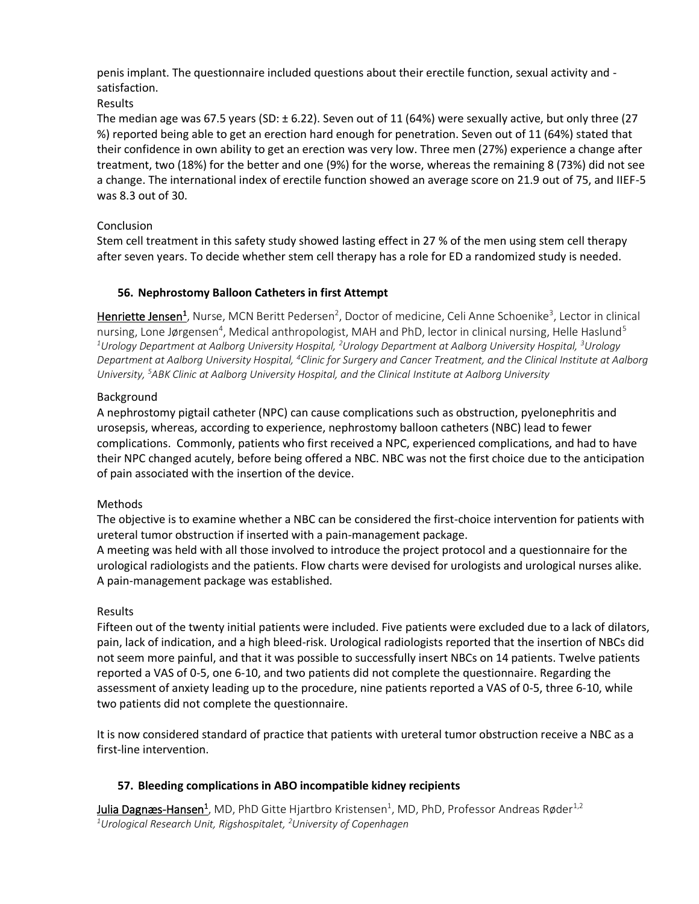penis implant. The questionnaire included questions about their erectile function, sexual activity and - satisfaction.

Results

The median age was 67.5 years (SD: ± 6.22). Seven out of 11 (64%) were sexually active, but only three (27 %) reported being able to get an erection hard enough for penetration. Seven out of 11 (64%) stated that their confidence in own ability to get an erection was very low. Three men (27%) experience a change after treatment, two (18%) for the better and one (9%) for the worse, whereas the remaining 8 (73%) did not see a change. The international index of erectile function showed an average score on 21.9 out of 75, and IIEF-5 was 8.3 out of 30.

Conclusion

Stem cell treatment in this safety study showed lasting effect in 27 % of the men using stem cell therapy after seven years. To decide whether stem cell therapy has a role for ED a randomized study is needed.

### 56. Nephrostomy Balloon Catheters in first Attempt

Henriette Jensen[1], Nurse, MCN Beritt Pedersen[2], Doctor of medicine, Celi Anne Schoenike[3], Lector in clinical nursing, Lone Jørgensen[4], Medical anthropologist, MAH and PhD, lector in clinical nursing, Helle Haslund[5]
*[1]Urology Department at Aalborg University Hospital, [2]Urology Department at Aalborg University Hospital, [3]Urology Department at Aalborg University Hospital, [4]Clinic for Surgery and Cancer Treatment, and the Clinical Institute at Aalborg University, [5]ABK Clinic at Aalborg University Hospital, and the Clinical Institute at Aalborg University*

Background

A nephrostomy pigtail catheter (NPC) can cause complications such as obstruction, pyelonephritis and urosepsis, whereas, according to experience, nephrostomy balloon catheters (NBC) lead to fewer complications. Commonly, patients who first received a NPC, experienced complications, and had to have their NPC changed acutely, before being offered a NBC. NBC was not the first choice due to the anticipation of pain associated with the insertion of the device.

Methods

The objective is to examine whether a NBC can be considered the first-choice intervention for patients with ureteral tumor obstruction if inserted with a pain-management package.
A meeting was held with all those involved to introduce the project protocol and a questionnaire for the urological radiologists and the patients. Flow charts were devised for urologists and urological nurses alike. A pain-management package was established.

Results

Fifteen out of the twenty initial patients were included. Five patients were excluded due to a lack of dilators, pain, lack of indication, and a high bleed-risk. Urological radiologists reported that the insertion of NBCs did not seem more painful, and that it was possible to successfully insert NBCs on 14 patients. Twelve patients reported a VAS of 0-5, one 6-10, and two patients did not complete the questionnaire. Regarding the assessment of anxiety leading up to the procedure, nine patients reported a VAS of 0-5, three 6-10, while two patients did not complete the questionnaire.

It is now considered standard of practice that patients with ureteral tumor obstruction receive a NBC as a first-line intervention.

### 57. Bleeding complications in ABO incompatible kidney recipients

Julia Dagnæs-Hansen[1], MD, PhD Gitte Hjartbro Kristensen[1], MD, PhD, Professor Andreas Røder[1,2]
*[1]Urological Research Unit, Rigshospitalet, [2]University of Copenhagen*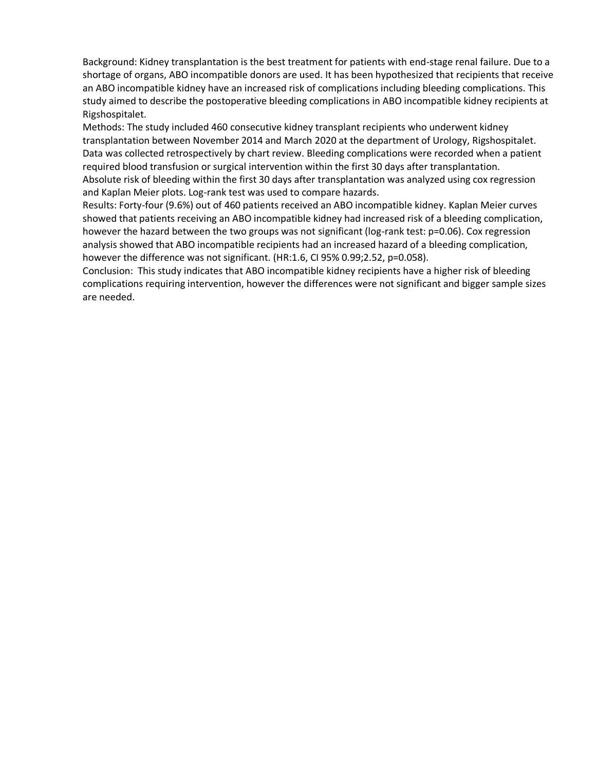Background: Kidney transplantation is the best treatment for patients with end-stage renal failure. Due to a shortage of organs, ABO incompatible donors are used. It has been hypothesized that recipients that receive an ABO incompatible kidney have an increased risk of complications including bleeding complications. This study aimed to describe the postoperative bleeding complications in ABO incompatible kidney recipients at Rigshospitalet.

Methods: The study included 460 consecutive kidney transplant recipients who underwent kidney transplantation between November 2014 and March 2020 at the department of Urology, Rigshospitalet. Data was collected retrospectively by chart review. Bleeding complications were recorded when a patient required blood transfusion or surgical intervention within the first 30 days after transplantation. Absolute risk of bleeding within the first 30 days after transplantation was analyzed using cox regression and Kaplan Meier plots. Log-rank test was used to compare hazards.

Results: Forty-four (9.6%) out of 460 patients received an ABO incompatible kidney. Kaplan Meier curves showed that patients receiving an ABO incompatible kidney had increased risk of a bleeding complication, however the hazard between the two groups was not significant (log-rank test: p=0.06). Cox regression analysis showed that ABO incompatible recipients had an increased hazard of a bleeding complication, however the difference was not significant. (HR:1.6, CI 95% 0.99;2.52, p=0.058).

Conclusion: This study indicates that ABO incompatible kidney recipients have a higher risk of bleeding complications requiring intervention, however the differences were not significant and bigger sample sizes are needed.